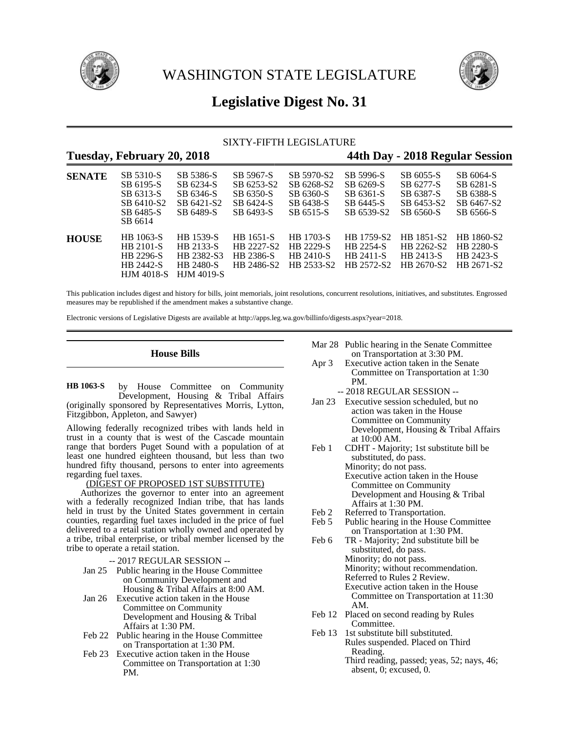# WASHINGTON STATE LEGISLATURE

## Legislative Digest No. 31

SIXTY-FIFTH LEGISLATURE

**Tuesday, February 20, 2018** **44th Day - 2018 Regular Session**

| | | | | | | | |
|---|---|---|---|---|---|---|---|
| **SENATE** | SB 5310-S | SB 5386-S | SB 5967-S | SB 5970-S2 | SB 5996-S | SB 6055-S | SB 6064-S |
| | SB 6195-S | SB 6234-S | SB 6253-S2 | SB 6268-S2 | SB 6269-S | SB 6277-S | SB 6281-S |
| | SB 6313-S | SB 6346-S | SB 6350-S | SB 6360-S | SB 6361-S | SB 6387-S | SB 6388-S |
| | SB 6410-S2 | SB 6421-S2 | SB 6424-S | SB 6438-S | SB 6445-S | SB 6453-S2 | SB 6467-S2 |
| | SB 6485-S | SB 6489-S | SB 6493-S | SB 6515-S | SB 6539-S2 | SB 6560-S | SB 6566-S |
| | SB 6614 | | | | | | |
| **HOUSE** | HB 1063-S | HB 1539-S | HB 1651-S | HB 1703-S | HB 1759-S2 | HB 1851-S2 | HB 1860-S2 |
| | HB 2101-S | HB 2133-S | HB 2227-S2 | HB 2229-S | HB 2254-S | HB 2262-S2 | HB 2280-S |
| | HB 2296-S | HB 2382-S3 | HB 2386-S | HB 2410-S | HB 2411-S | HB 2413-S | HB 2423-S |
| | HB 2442-S | HB 2480-S | HB 2486-S2 | HB 2533-S2 | HB 2572-S2 | HB 2670-S2 | HB 2671-S2 |
| | HJM 4018-S | HJM 4019-S | | | | | |

This publication includes digest and history for bills, joint memorials, joint resolutions, concurrent resolutions, initiatives, and substitutes. Engrossed measures may be republished if the amendment makes a substantive change.

Electronic versions of Legislative Digests are available at http://apps.leg.wa.gov/billinfo/digests.aspx?year=2018.

### House Bills

**HB 1063-S** by House Committee on Community Development, Housing & Tribal Affairs (originally sponsored by Representatives Morris, Lytton, Fitzgibbon, Appleton, and Sawyer)

Allowing federally recognized tribes with lands held in trust in a county that is west of the Cascade mountain range that borders Puget Sound with a population of at least one hundred eighteen thousand, but less than two hundred fifty thousand, persons to enter into agreements regarding fuel taxes.

(DIGEST OF PROPOSED 1ST SUBSTITUTE)

Authorizes the governor to enter into an agreement with a federally recognized Indian tribe, that has lands held in trust by the United States government in certain counties, regarding fuel taxes included in the price of fuel delivered to a retail station wholly owned and operated by a tribe, tribal enterprise, or tribal member licensed by the tribe to operate a retail station.

-- 2017 REGULAR SESSION --

Jan 25 Public hearing in the House Committee on Community Development and Housing & Tribal Affairs at 8:00 AM.

Jan 26 Executive action taken in the House Committee on Community Development and Housing & Tribal Affairs at 1:30 PM.

Feb 22 Public hearing in the House Committee on Transportation at 1:30 PM.

Feb 23 Executive action taken in the House Committee on Transportation at 1:30 PM.

Mar 28 Public hearing in the Senate Committee on Transportation at 3:30 PM.

Apr 3 Executive action taken in the Senate Committee on Transportation at 1:30 PM.

-- 2018 REGULAR SESSION --

Jan 23 Executive session scheduled, but no action was taken in the House Committee on Community Development, Housing & Tribal Affairs at 10:00 AM.

Feb 1 CDHT - Majority; 1st substitute bill be substituted, do pass.
Minority; do not pass.
Executive action taken in the House Committee on Community Development and Housing & Tribal Affairs at 1:30 PM.

Feb 2 Referred to Transportation.

Feb 5 Public hearing in the House Committee on Transportation at 1:30 PM.

Feb 6 TR - Majority; 2nd substitute bill be substituted, do pass.
Minority; do not pass.
Minority; without recommendation.
Referred to Rules 2 Review.
Executive action taken in the House Committee on Transportation at 11:30 AM.

Feb 12 Placed on second reading by Rules Committee.

Feb 13 1st substitute bill substituted.
Rules suspended. Placed on Third Reading.
Third reading, passed; yeas, 52; nays, 46; absent, 0; excused, 0.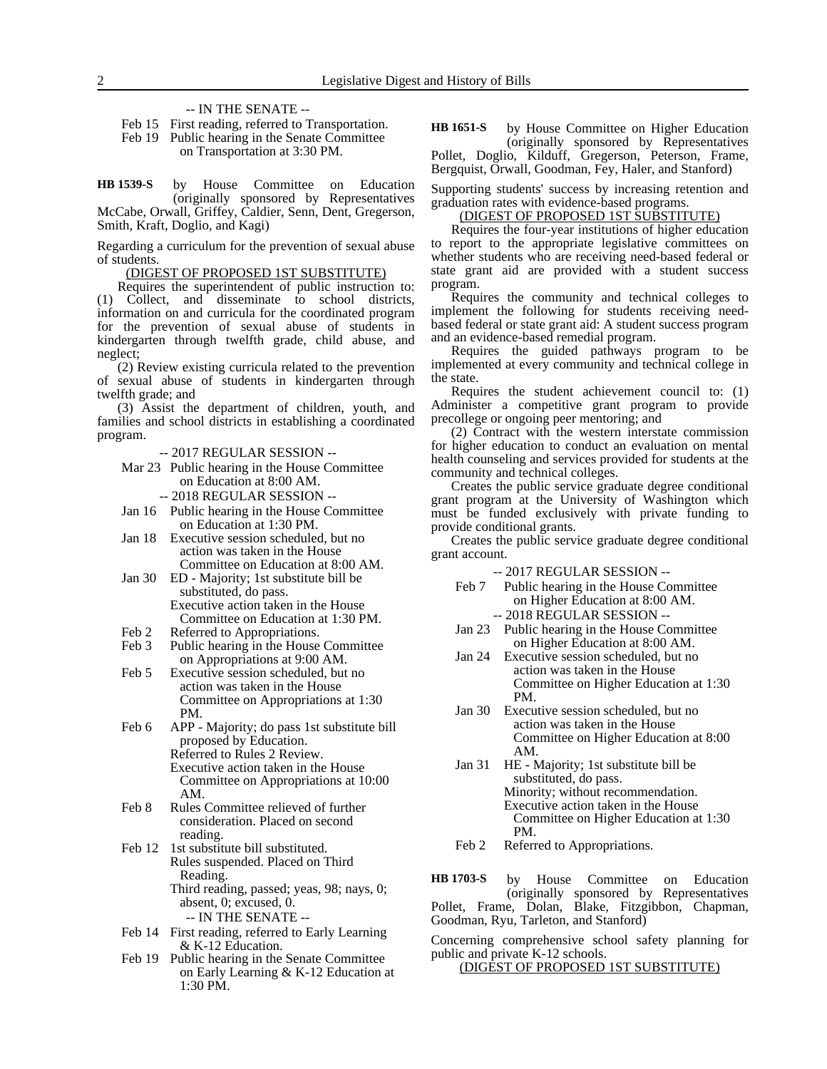-- IN THE SENATE --

Feb 15 First reading, referred to Transportation.

Feb 19 Public hearing in the Senate Committee on Transportation at 3:30 PM.

**HB 1539-S** by House Committee on Education (originally sponsored by Representatives McCabe, Orwall, Griffey, Caldier, Senn, Dent, Gregerson, Smith, Kraft, Doglio, and Kagi)

Regarding a curriculum for the prevention of sexual abuse of students.

(DIGEST OF PROPOSED 1ST SUBSTITUTE)

Requires the superintendent of public instruction to: (1) Collect, and disseminate to school districts, information on and curricula for the coordinated program for the prevention of sexual abuse of students in kindergarten through twelfth grade, child abuse, and neglect;

(2) Review existing curricula related to the prevention of sexual abuse of students in kindergarten through twelfth grade; and

(3) Assist the department of children, youth, and families and school districts in establishing a coordinated program.

-- 2017 REGULAR SESSION --

Mar 23 Public hearing in the House Committee on Education at 8:00 AM.

-- 2018 REGULAR SESSION --

Jan 16 Public hearing in the House Committee on Education at 1:30 PM.

Jan 18 Executive session scheduled, but no action was taken in the House Committee on Education at 8:00 AM.

Jan 30 ED - Majority; 1st substitute bill be substituted, do pass.
Executive action taken in the House Committee on Education at 1:30 PM.

Feb 2 Referred to Appropriations.

Feb 3 Public hearing in the House Committee on Appropriations at 9:00 AM.

Feb 5 Executive session scheduled, but no action was taken in the House Committee on Appropriations at 1:30 PM.

Feb 6 APP - Majority; do pass 1st substitute bill proposed by Education.
Referred to Rules 2 Review.
Executive action taken in the House Committee on Appropriations at 10:00 AM.

Feb 8 Rules Committee relieved of further consideration. Placed on second reading.

Feb 12 1st substitute bill substituted.
Rules suspended. Placed on Third Reading.
Third reading, passed; yeas, 98; nays, 0; absent, 0; excused, 0.

-- IN THE SENATE --

Feb 14 First reading, referred to Early Learning & K-12 Education.

Feb 19 Public hearing in the Senate Committee on Early Learning & K-12 Education at 1:30 PM.

**HB 1651-S** by House Committee on Higher Education (originally sponsored by Representatives Pollet, Doglio, Kilduff, Gregerson, Peterson, Frame, Bergquist, Orwall, Goodman, Fey, Haler, and Stanford)

Supporting students' success by increasing retention and graduation rates with evidence-based programs.

(DIGEST OF PROPOSED 1ST SUBSTITUTE)

Requires the four-year institutions of higher education to report to the appropriate legislative committees on whether students who are receiving need-based federal or state grant aid are provided with a student success program.

Requires the community and technical colleges to implement the following for students receiving need-based federal or state grant aid: A student success program and an evidence-based remedial program.

Requires the guided pathways program to be implemented at every community and technical college in the state.

Requires the student achievement council to: (1) Administer a competitive grant program to provide precollege or ongoing peer mentoring; and

(2) Contract with the western interstate commission for higher education to conduct an evaluation on mental health counseling and services provided for students at the community and technical colleges.

Creates the public service graduate degree conditional grant program at the University of Washington which must be funded exclusively with private funding to provide conditional grants.

Creates the public service graduate degree conditional grant account.

-- 2017 REGULAR SESSION --

Feb 7 Public hearing in the House Committee on Higher Education at 8:00 AM.

-- 2018 REGULAR SESSION --

Jan 23 Public hearing in the House Committee on Higher Education at 8:00 AM.

Jan 24 Executive session scheduled, but no action was taken in the House Committee on Higher Education at 1:30 PM.

Jan 30 Executive session scheduled, but no action was taken in the House Committee on Higher Education at 8:00 AM.

Jan 31 HE - Majority; 1st substitute bill be substituted, do pass.
Minority; without recommendation.
Executive action taken in the House Committee on Higher Education at 1:30 PM.

Feb 2 Referred to Appropriations.

**HB 1703-S** by House Committee on Education (originally sponsored by Representatives Pollet, Frame, Dolan, Blake, Fitzgibbon, Chapman, Goodman, Ryu, Tarleton, and Stanford)

Concerning comprehensive school safety planning for public and private K-12 schools.

(DIGEST OF PROPOSED 1ST SUBSTITUTE)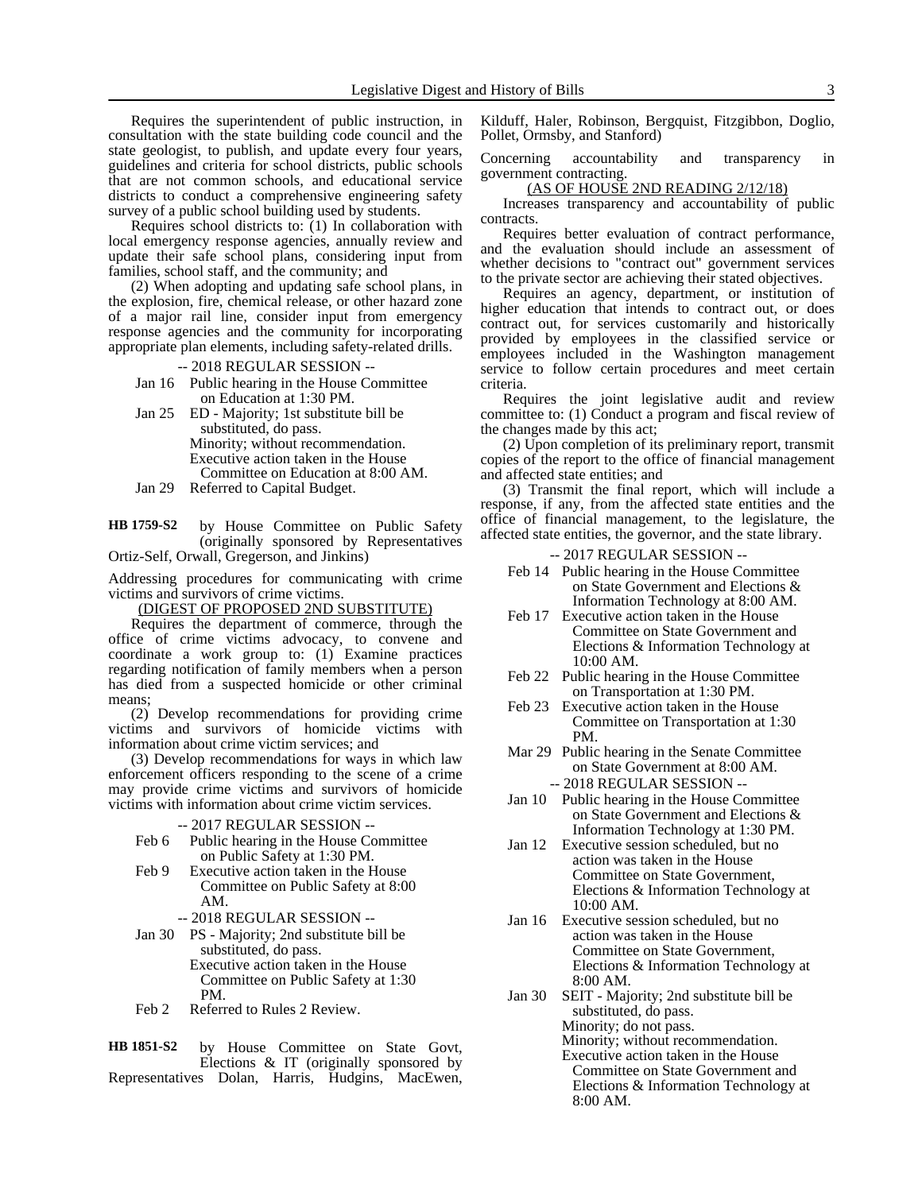Requires the superintendent of public instruction, in consultation with the state building code council and the state geologist, to publish, and update every four years, guidelines and criteria for school districts, public schools that are not common schools, and educational service districts to conduct a comprehensive engineering safety survey of a public school building used by students.

Requires school districts to: (1) In collaboration with local emergency response agencies, annually review and update their safe school plans, considering input from families, school staff, and the community; and

(2) When adopting and updating safe school plans, in the explosion, fire, chemical release, or other hazard zone of a major rail line, consider input from emergency response agencies and the community for incorporating appropriate plan elements, including safety-related drills.

-- 2018 REGULAR SESSION --

Jan 16 Public hearing in the House Committee on Education at 1:30 PM.

Jan 25 ED - Majority; 1st substitute bill be substituted, do pass.
Minority; without recommendation.
Executive action taken in the House Committee on Education at 8:00 AM.

Jan 29 Referred to Capital Budget.

**HB 1759-S2** by House Committee on Public Safety (originally sponsored by Representatives Ortiz-Self, Orwall, Gregerson, and Jinkins)

Addressing procedures for communicating with crime victims and survivors of crime victims.

(DIGEST OF PROPOSED 2ND SUBSTITUTE)

Requires the department of commerce, through the office of crime victims advocacy, to convene and coordinate a work group to: (1) Examine practices regarding notification of family members when a person has died from a suspected homicide or other criminal means;

(2) Develop recommendations for providing crime victims and survivors of homicide victims with information about crime victim services; and

(3) Develop recommendations for ways in which law enforcement officers responding to the scene of a crime may provide crime victims and survivors of homicide victims with information about crime victim services.

-- 2017 REGULAR SESSION --

Feb 6 Public hearing in the House Committee on Public Safety at 1:30 PM.

Feb 9 Executive action taken in the House Committee on Public Safety at 8:00 AM.

-- 2018 REGULAR SESSION --

Jan 30 PS - Majority; 2nd substitute bill be substituted, do pass.
Executive action taken in the House Committee on Public Safety at 1:30 PM.

Feb 2 Referred to Rules 2 Review.

**HB 1851-S2** by House Committee on State Govt, Elections & IT (originally sponsored by Representatives Dolan, Harris, Hudgins, MacEwen, Kilduff, Haler, Robinson, Bergquist, Fitzgibbon, Doglio, Pollet, Ormsby, and Stanford)

Concerning accountability and transparency in government contracting.

(AS OF HOUSE 2ND READING 2/12/18)

Increases transparency and accountability of public contracts.

Requires better evaluation of contract performance, and the evaluation should include an assessment of whether decisions to "contract out" government services to the private sector are achieving their stated objectives.

Requires an agency, department, or institution of higher education that intends to contract out, or does contract out, for services customarily and historically provided by employees in the classified service or employees included in the Washington management service to follow certain procedures and meet certain criteria.

Requires the joint legislative audit and review committee to: (1) Conduct a program and fiscal review of the changes made by this act;

(2) Upon completion of its preliminary report, transmit copies of the report to the office of financial management and affected state entities; and

(3) Transmit the final report, which will include a response, if any, from the affected state entities and the office of financial management, to the legislature, the affected state entities, the governor, and the state library.

-- 2017 REGULAR SESSION --

Feb 14 Public hearing in the House Committee on State Government and Elections & Information Technology at 8:00 AM.

Feb 17 Executive action taken in the House Committee on State Government and Elections & Information Technology at 10:00 AM.

Feb 22 Public hearing in the House Committee on Transportation at 1:30 PM.

Feb 23 Executive action taken in the House Committee on Transportation at 1:30 PM.

Mar 29 Public hearing in the Senate Committee on State Government at 8:00 AM.

-- 2018 REGULAR SESSION --

Jan 10 Public hearing in the House Committee on State Government and Elections & Information Technology at 1:30 PM.

Jan 12 Executive session scheduled, but no action was taken in the House Committee on State Government, Elections & Information Technology at 10:00 AM.

Jan 16 Executive session scheduled, but no action was taken in the House Committee on State Government, Elections & Information Technology at 8:00 AM.

Jan 30 SEIT - Majority; 2nd substitute bill be substituted, do pass.
Minority; do not pass.
Minority; without recommendation.
Executive action taken in the House Committee on State Government and Elections & Information Technology at 8:00 AM.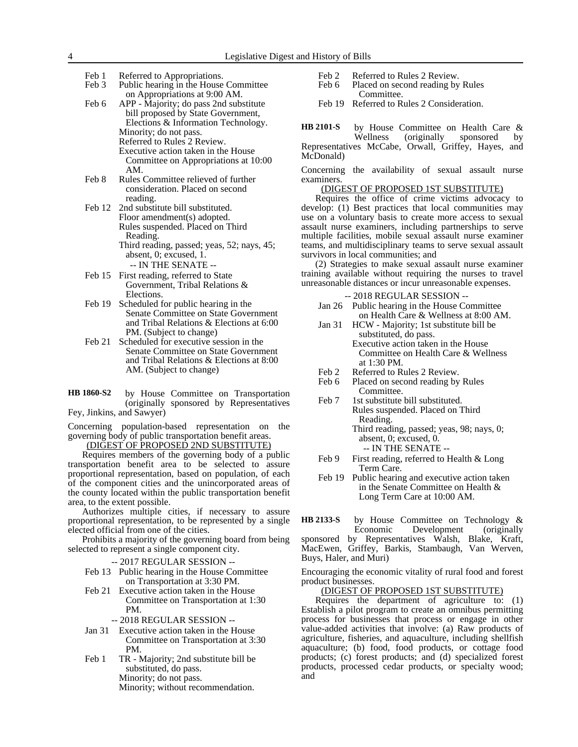Feb 1 Referred to Appropriations.
Feb 3 Public hearing in the House Committee on Appropriations at 9:00 AM.
Feb 6 APP - Majority; do pass 2nd substitute bill proposed by State Government, Elections & Information Technology.
Minority; do not pass.
Referred to Rules 2 Review.
Executive action taken in the House Committee on Appropriations at 10:00 AM.
Feb 8 Rules Committee relieved of further consideration. Placed on second reading.
Feb 12 2nd substitute bill substituted.
Floor amendment(s) adopted.
Rules suspended. Placed on Third Reading.
Third reading, passed; yeas, 52; nays, 45; absent, 0; excused, 1.

-- IN THE SENATE --

Feb 15 First reading, referred to State Government, Tribal Relations & Elections.
Feb 19 Scheduled for public hearing in the Senate Committee on State Government and Tribal Relations & Elections at 6:00 PM. (Subject to change)
Feb 21 Scheduled for executive session in the Senate Committee on State Government and Tribal Relations & Elections at 8:00 AM. (Subject to change)

**HB 1860-S2** by House Committee on Transportation (originally sponsored by Representatives Fey, Jinkins, and Sawyer)

Concerning population-based representation on the governing body of public transportation benefit areas.

(DIGEST OF PROPOSED 2ND SUBSTITUTE)

Requires members of the governing body of a public transportation benefit area to be selected to assure proportional representation, based on population, of each of the component cities and the unincorporated areas of the county located within the public transportation benefit area, to the extent possible.

Authorizes multiple cities, if necessary to assure proportional representation, to be represented by a single elected official from one of the cities.

Prohibits a majority of the governing board from being selected to represent a single component city.

-- 2017 REGULAR SESSION --

Feb 13 Public hearing in the House Committee on Transportation at 3:30 PM.
Feb 21 Executive action taken in the House Committee on Transportation at 1:30 PM.

-- 2018 REGULAR SESSION --

Jan 31 Executive action taken in the House Committee on Transportation at 3:30 PM.
Feb 1 TR - Majority; 2nd substitute bill be substituted, do pass.
Minority; do not pass.
Minority; without recommendation.
Feb 2 Referred to Rules 2 Review.
Feb 6 Placed on second reading by Rules Committee.
Feb 19 Referred to Rules 2 Consideration.

**HB 2101-S** by House Committee on Health Care & Wellness (originally sponsored by Representatives McCabe, Orwall, Griffey, Hayes, and McDonald)

Concerning the availability of sexual assault nurse examiners.

(DIGEST OF PROPOSED 1ST SUBSTITUTE)

Requires the office of crime victims advocacy to develop: (1) Best practices that local communities may use on a voluntary basis to create more access to sexual assault nurse examiners, including partnerships to serve multiple facilities, mobile sexual assault nurse examiner teams, and multidisciplinary teams to serve sexual assault survivors in local communities; and

(2) Strategies to make sexual assault nurse examiner training available without requiring the nurses to travel unreasonable distances or incur unreasonable expenses.

-- 2018 REGULAR SESSION --

Jan 26 Public hearing in the House Committee on Health Care & Wellness at 8:00 AM.
Jan 31 HCW - Majority; 1st substitute bill be substituted, do pass.
Executive action taken in the House Committee on Health Care & Wellness at 1:30 PM.
Feb 2 Referred to Rules 2 Review.
Feb 6 Placed on second reading by Rules Committee.
Feb 7 1st substitute bill substituted.
Rules suspended. Placed on Third Reading.
Third reading, passed; yeas, 98; nays, 0; absent, 0; excused, 0.

-- IN THE SENATE --

Feb 9 First reading, referred to Health & Long Term Care.
Feb 19 Public hearing and executive action taken in the Senate Committee on Health & Long Term Care at 10:00 AM.

**HB 2133-S** by House Committee on Technology & Economic Development (originally sponsored by Representatives Walsh, Blake, Kraft, MacEwen, Griffey, Barkis, Stambaugh, Van Werven, Buys, Haler, and Muri)

Encouraging the economic vitality of rural food and forest product businesses.

(DIGEST OF PROPOSED 1ST SUBSTITUTE)

Requires the department of agriculture to: (1) Establish a pilot program to create an omnibus permitting process for businesses that process or engage in other value-added activities that involve: (a) Raw products of agriculture, fisheries, and aquaculture, including shellfish aquaculture; (b) food, food products, or cottage food products; (c) forest products; and (d) specialized forest products, processed cedar products, or specialty wood; and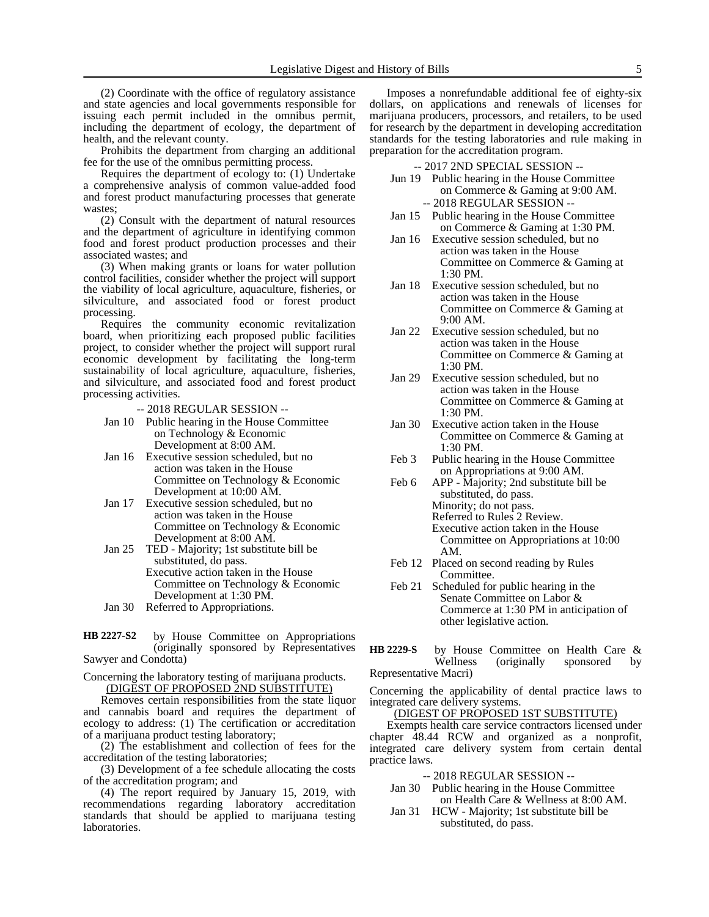(2) Coordinate with the office of regulatory assistance and state agencies and local governments responsible for issuing each permit included in the omnibus permit, including the department of ecology, the department of health, and the relevant county.

Prohibits the department from charging an additional fee for the use of the omnibus permitting process.

Requires the department of ecology to: (1) Undertake a comprehensive analysis of common value-added food and forest product manufacturing processes that generate wastes;

(2) Consult with the department of natural resources and the department of agriculture in identifying common food and forest product production processes and their associated wastes; and

(3) When making grants or loans for water pollution control facilities, consider whether the project will support the viability of local agriculture, aquaculture, fisheries, or silviculture, and associated food or forest product processing.

Requires the community economic revitalization board, when prioritizing each proposed public facilities project, to consider whether the project will support rural economic development by facilitating the long-term sustainability of local agriculture, aquaculture, fisheries, and silviculture, and associated food and forest product processing activities.

-- 2018 REGULAR SESSION --

Jan 10 Public hearing in the House Committee on Technology & Economic Development at 8:00 AM.

Jan 16 Executive session scheduled, but no action was taken in the House Committee on Technology & Economic Development at 10:00 AM.

Jan 17 Executive session scheduled, but no action was taken in the House Committee on Technology & Economic Development at 8:00 AM.

Jan 25 TED - Majority; 1st substitute bill be substituted, do pass.
Executive action taken in the House Committee on Technology & Economic Development at 1:30 PM.

Jan 30 Referred to Appropriations.

**HB 2227-S2** by House Committee on Appropriations (originally sponsored by Representatives Sawyer and Condotta)

Concerning the laboratory testing of marijuana products.

(DIGEST OF PROPOSED 2ND SUBSTITUTE)

Removes certain responsibilities from the state liquor and cannabis board and requires the department of ecology to address: (1) The certification or accreditation of a marijuana product testing laboratory;

(2) The establishment and collection of fees for the accreditation of the testing laboratories;

(3) Development of a fee schedule allocating the costs of the accreditation program; and

(4) The report required by January 15, 2019, with recommendations regarding laboratory accreditation standards that should be applied to marijuana testing laboratories.

Imposes a nonrefundable additional fee of eighty-six dollars, on applications and renewals of licenses for marijuana producers, processors, and retailers, to be used for research by the department in developing accreditation standards for the testing laboratories and rule making in preparation for the accreditation program.

-- 2017 2ND SPECIAL SESSION --

Jun 19 Public hearing in the House Committee on Commerce & Gaming at 9:00 AM.

-- 2018 REGULAR SESSION --

Jan 15 Public hearing in the House Committee on Commerce & Gaming at 1:30 PM.

Jan 16 Executive session scheduled, but no action was taken in the House Committee on Commerce & Gaming at 1:30 PM.

Jan 18 Executive session scheduled, but no action was taken in the House Committee on Commerce & Gaming at 9:00 AM.

Jan 22 Executive session scheduled, but no action was taken in the House Committee on Commerce & Gaming at 1:30 PM.

Jan 29 Executive session scheduled, but no action was taken in the House Committee on Commerce & Gaming at 1:30 PM.

Jan 30 Executive action taken in the House Committee on Commerce & Gaming at 1:30 PM.

Feb 3 Public hearing in the House Committee on Appropriations at 9:00 AM.

Feb 6 APP - Majority; 2nd substitute bill be substituted, do pass.
Minority; do not pass.
Referred to Rules 2 Review.
Executive action taken in the House Committee on Appropriations at 10:00 AM.

Feb 12 Placed on second reading by Rules Committee.

Feb 21 Scheduled for public hearing in the Senate Committee on Labor & Commerce at 1:30 PM in anticipation of other legislative action.

**HB 2229-S** by House Committee on Health Care & Wellness (originally sponsored by Representative Macri)

Concerning the applicability of dental practice laws to integrated care delivery systems.

(DIGEST OF PROPOSED 1ST SUBSTITUTE)

Exempts health care service contractors licensed under chapter 48.44 RCW and organized as a nonprofit, integrated care delivery system from certain dental practice laws.

-- 2018 REGULAR SESSION --

Jan 30 Public hearing in the House Committee on Health Care & Wellness at 8:00 AM.

Jan 31 HCW - Majority; 1st substitute bill be substituted, do pass.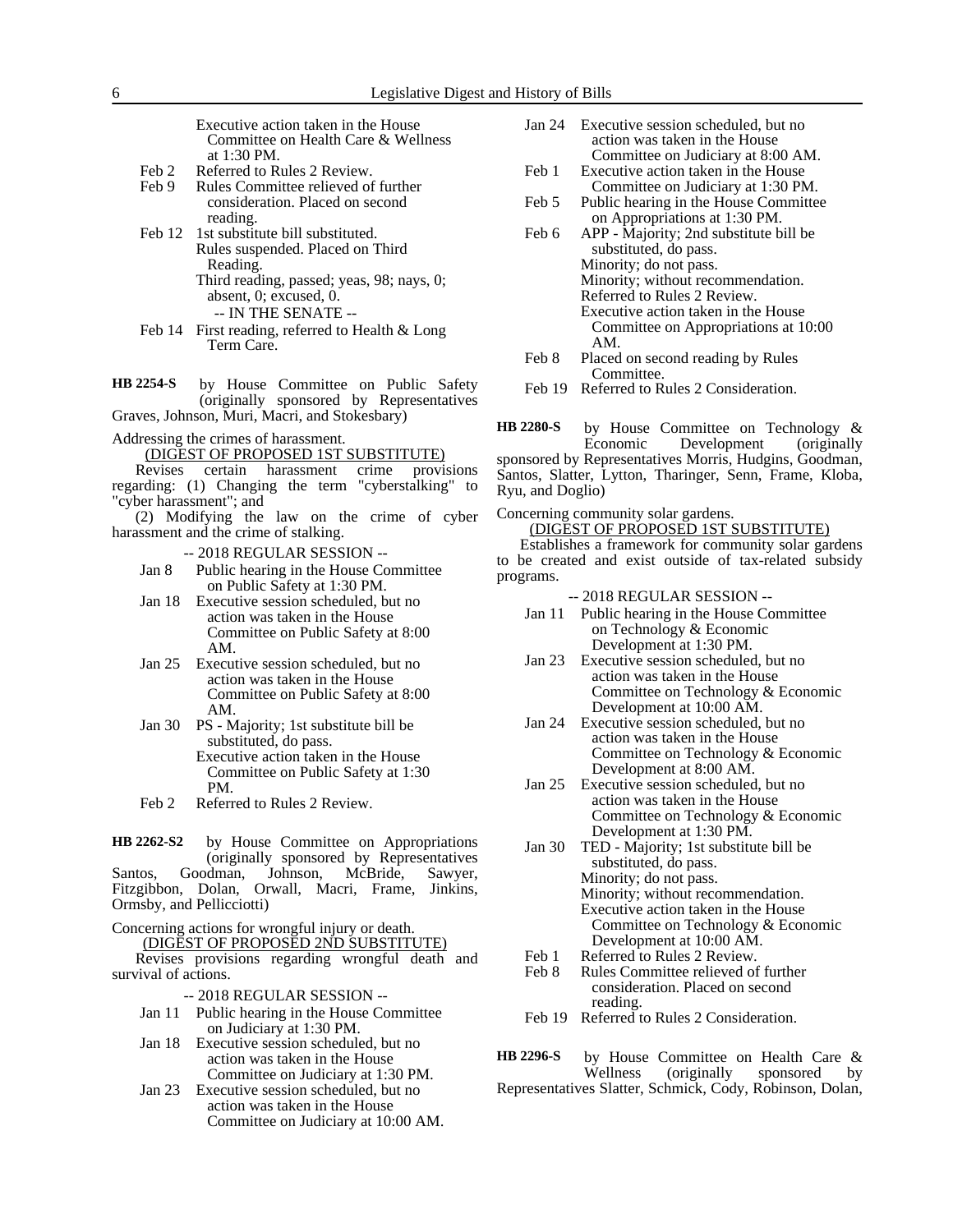Executive action taken in the House Committee on Health Care & Wellness at 1:30 PM.

Feb 2 Referred to Rules 2 Review.

Feb 9 Rules Committee relieved of further consideration. Placed on second reading.

Feb 12 1st substitute bill substituted.
Rules suspended. Placed on Third Reading.
Third reading, passed; yeas, 98; nays, 0; absent, 0; excused, 0.

-- IN THE SENATE --

Feb 14 First reading, referred to Health & Long Term Care.

**HB 2254-S** by House Committee on Public Safety (originally sponsored by Representatives Graves, Johnson, Muri, Macri, and Stokesbary)

Addressing the crimes of harassment.

(DIGEST OF PROPOSED 1ST SUBSTITUTE)

Revises certain harassment crime provisions regarding: (1) Changing the term "cyberstalking" to "cyber harassment"; and

(2) Modifying the law on the crime of cyber harassment and the crime of stalking.

-- 2018 REGULAR SESSION --

Jan 8 Public hearing in the House Committee on Public Safety at 1:30 PM.

Jan 18 Executive session scheduled, but no action was taken in the House Committee on Public Safety at 8:00 AM.

Jan 25 Executive session scheduled, but no action was taken in the House Committee on Public Safety at 8:00 AM.

Jan 30 PS - Majority; 1st substitute bill be substituted, do pass.
Executive action taken in the House Committee on Public Safety at 1:30 PM.

Feb 2 Referred to Rules 2 Review.

**HB 2262-S2** by House Committee on Appropriations (originally sponsored by Representatives Santos, Goodman, Johnson, McBride, Sawyer, Fitzgibbon, Dolan, Orwall, Macri, Frame, Jinkins, Ormsby, and Pellicciotti)

Concerning actions for wrongful injury or death.

(DIGEST OF PROPOSED 2ND SUBSTITUTE)

Revises provisions regarding wrongful death and survival of actions.

-- 2018 REGULAR SESSION --

Jan 11 Public hearing in the House Committee on Judiciary at 1:30 PM.

Jan 18 Executive session scheduled, but no action was taken in the House Committee on Judiciary at 1:30 PM.

Jan 23 Executive session scheduled, but no action was taken in the House Committee on Judiciary at 10:00 AM.

Jan 24 Executive session scheduled, but no action was taken in the House Committee on Judiciary at 8:00 AM.

Feb 1 Executive action taken in the House Committee on Judiciary at 1:30 PM.

Feb 5 Public hearing in the House Committee on Appropriations at 1:30 PM.

Feb 6 APP - Majority; 2nd substitute bill be substituted, do pass.
Minority; do not pass.
Minority; without recommendation.
Referred to Rules 2 Review.
Executive action taken in the House Committee on Appropriations at 10:00 AM.

Feb 8 Placed on second reading by Rules Committee.

Feb 19 Referred to Rules 2 Consideration.

**HB 2280-S** by House Committee on Technology & Economic Development (originally sponsored by Representatives Morris, Hudgins, Goodman, Santos, Slatter, Lytton, Tharinger, Senn, Frame, Kloba, Ryu, and Doglio)

Concerning community solar gardens.

(DIGEST OF PROPOSED 1ST SUBSTITUTE)

Establishes a framework for community solar gardens to be created and exist outside of tax-related subsidy programs.

-- 2018 REGULAR SESSION --

Jan 11 Public hearing in the House Committee on Technology & Economic Development at 1:30 PM.

Jan 23 Executive session scheduled, but no action was taken in the House Committee on Technology & Economic Development at 10:00 AM.

Jan 24 Executive session scheduled, but no action was taken in the House Committee on Technology & Economic Development at 8:00 AM.

Jan 25 Executive session scheduled, but no action was taken in the House Committee on Technology & Economic Development at 1:30 PM.

Jan 30 TED - Majority; 1st substitute bill be substituted, do pass.
Minority; do not pass.
Minority; without recommendation.
Executive action taken in the House Committee on Technology & Economic Development at 10:00 AM.

Feb 1 Referred to Rules 2 Review.

Feb 8 Rules Committee relieved of further consideration. Placed on second reading.

Feb 19 Referred to Rules 2 Consideration.

**HB 2296-S** by House Committee on Health Care & Wellness (originally sponsored by Representatives Slatter, Schmick, Cody, Robinson, Dolan,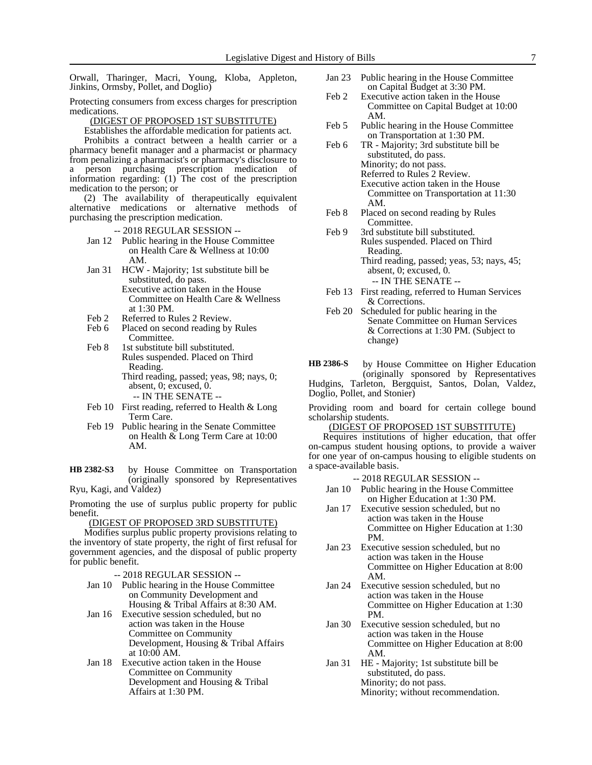Orwall, Tharinger, Macri, Young, Kloba, Appleton, Jinkins, Ormsby, Pollet, and Doglio)

Protecting consumers from excess charges for prescription medications.

(DIGEST OF PROPOSED 1ST SUBSTITUTE)

Establishes the affordable medication for patients act.

Prohibits a contract between a health carrier or a pharmacy benefit manager and a pharmacist or pharmacy from penalizing a pharmacist's or pharmacy's disclosure to a person purchasing prescription medication of information regarding: (1) The cost of the prescription medication to the person; or

(2) The availability of therapeutically equivalent alternative medications or alternative methods of purchasing the prescription medication.

-- 2018 REGULAR SESSION --

Jan 12 Public hearing in the House Committee on Health Care & Wellness at 10:00 AM.

Jan 31 HCW - Majority; 1st substitute bill be substituted, do pass.
Executive action taken in the House Committee on Health Care & Wellness at 1:30 PM.

Feb 2 Referred to Rules 2 Review.

Feb 6 Placed on second reading by Rules Committee.

Feb 8 1st substitute bill substituted.
Rules suspended. Placed on Third Reading.
Third reading, passed; yeas, 98; nays, 0; absent, 0; excused, 0.

-- IN THE SENATE --

Feb 10 First reading, referred to Health & Long Term Care.

Feb 19 Public hearing in the Senate Committee on Health & Long Term Care at 10:00 AM.

**HB 2382-S3** by House Committee on Transportation (originally sponsored by Representatives Ryu, Kagi, and Valdez)

Promoting the use of surplus public property for public benefit.

(DIGEST OF PROPOSED 3RD SUBSTITUTE)

Modifies surplus public property provisions relating to the inventory of state property, the right of first refusal for government agencies, and the disposal of public property for public benefit.

-- 2018 REGULAR SESSION --

Jan 10 Public hearing in the House Committee on Community Development and Housing & Tribal Affairs at 8:30 AM.

Jan 16 Executive session scheduled, but no action was taken in the House Committee on Community Development, Housing & Tribal Affairs at 10:00 AM.

Jan 18 Executive action taken in the House Committee on Community Development and Housing & Tribal Affairs at 1:30 PM.

Jan 23 Public hearing in the House Committee on Capital Budget at 3:30 PM.

Feb 2 Executive action taken in the House Committee on Capital Budget at 10:00 AM.

Feb 5 Public hearing in the House Committee on Transportation at 1:30 PM.

Feb 6 TR - Majority; 3rd substitute bill be substituted, do pass.
Minority; do not pass.
Referred to Rules 2 Review.
Executive action taken in the House Committee on Transportation at 11:30 AM.

Feb 8 Placed on second reading by Rules Committee.

Feb 9 3rd substitute bill substituted.
Rules suspended. Placed on Third Reading.
Third reading, passed; yeas, 53; nays, 45; absent, 0; excused, 0.

-- IN THE SENATE --

Feb 13 First reading, referred to Human Services & Corrections.

Feb 20 Scheduled for public hearing in the Senate Committee on Human Services & Corrections at 1:30 PM. (Subject to change)

**HB 2386-S** by House Committee on Higher Education (originally sponsored by Representatives Hudgins, Tarleton, Bergquist, Santos, Dolan, Valdez, Doglio, Pollet, and Stonier)

Providing room and board for certain college bound scholarship students.

(DIGEST OF PROPOSED 1ST SUBSTITUTE)

Requires institutions of higher education, that offer on-campus student housing options, to provide a waiver for one year of on-campus housing to eligible students on a space-available basis.

-- 2018 REGULAR SESSION --

Jan 10 Public hearing in the House Committee on Higher Education at 1:30 PM.

Jan 17 Executive session scheduled, but no action was taken in the House Committee on Higher Education at 1:30 PM.

Jan 23 Executive session scheduled, but no action was taken in the House Committee on Higher Education at 8:00 AM.

Jan 24 Executive session scheduled, but no action was taken in the House Committee on Higher Education at 1:30 PM.

Jan 30 Executive session scheduled, but no action was taken in the House Committee on Higher Education at 8:00 AM.

Jan 31 HE - Majority; 1st substitute bill be substituted, do pass.
Minority; do not pass.
Minority; without recommendation.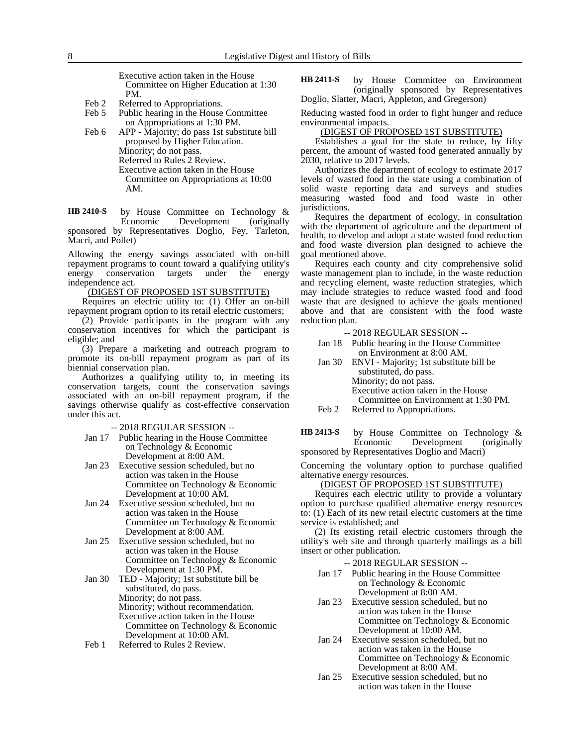Executive action taken in the House Committee on Higher Education at 1:30 PM.

Feb 2 Referred to Appropriations.

Feb 5 Public hearing in the House Committee on Appropriations at 1:30 PM.

Feb 6 APP - Majority; do pass 1st substitute bill proposed by Higher Education.
Minority; do not pass.
Referred to Rules 2 Review.
Executive action taken in the House Committee on Appropriations at 10:00 AM.

**HB 2410-S** by House Committee on Technology & Economic Development (originally sponsored by Representatives Doglio, Fey, Tarleton, Macri, and Pollet)

Allowing the energy savings associated with on-bill repayment programs to count toward a qualifying utility's energy conservation targets under the energy independence act.

(DIGEST OF PROPOSED 1ST SUBSTITUTE)

Requires an electric utility to: (1) Offer an on-bill repayment program option to its retail electric customers;

(2) Provide participants in the program with any conservation incentives for which the participant is eligible; and

(3) Prepare a marketing and outreach program to promote its on-bill repayment program as part of its biennial conservation plan.

Authorizes a qualifying utility to, in meeting its conservation targets, count the conservation savings associated with an on-bill repayment program, if the savings otherwise qualify as cost-effective conservation under this act.

-- 2018 REGULAR SESSION --

Jan 17 Public hearing in the House Committee on Technology & Economic Development at 8:00 AM.

Jan 23 Executive session scheduled, but no action was taken in the House Committee on Technology & Economic Development at 10:00 AM.

Jan 24 Executive session scheduled, but no action was taken in the House Committee on Technology & Economic Development at 8:00 AM.

Jan 25 Executive session scheduled, but no action was taken in the House Committee on Technology & Economic Development at 1:30 PM.

Jan 30 TED - Majority; 1st substitute bill be substituted, do pass.
Minority; do not pass.
Minority; without recommendation.
Executive action taken in the House Committee on Technology & Economic Development at 10:00 AM.

Feb 1 Referred to Rules 2 Review.

**HB 2411-S** by House Committee on Environment (originally sponsored by Representatives Doglio, Slatter, Macri, Appleton, and Gregerson)

Reducing wasted food in order to fight hunger and reduce environmental impacts.

(DIGEST OF PROPOSED 1ST SUBSTITUTE)

Establishes a goal for the state to reduce, by fifty percent, the amount of wasted food generated annually by 2030, relative to 2017 levels.

Authorizes the department of ecology to estimate 2017 levels of wasted food in the state using a combination of solid waste reporting data and surveys and studies measuring wasted food and food waste in other jurisdictions.

Requires the department of ecology, in consultation with the department of agriculture and the department of health, to develop and adopt a state wasted food reduction and food waste diversion plan designed to achieve the goal mentioned above.

Requires each county and city comprehensive solid waste management plan to include, in the waste reduction and recycling element, waste reduction strategies, which may include strategies to reduce wasted food and food waste that are designed to achieve the goals mentioned above and that are consistent with the food waste reduction plan.

-- 2018 REGULAR SESSION --

Jan 18 Public hearing in the House Committee on Environment at 8:00 AM.

Jan 30 ENVI - Majority; 1st substitute bill be substituted, do pass.
Minority; do not pass.
Executive action taken in the House Committee on Environment at 1:30 PM.

Feb 2 Referred to Appropriations.

**HB 2413-S** by House Committee on Technology & Economic Development (originally sponsored by Representatives Doglio and Macri)

Concerning the voluntary option to purchase qualified alternative energy resources.

(DIGEST OF PROPOSED 1ST SUBSTITUTE)

Requires each electric utility to provide a voluntary option to purchase qualified alternative energy resources to: (1) Each of its new retail electric customers at the time service is established; and

(2) Its existing retail electric customers through the utility's web site and through quarterly mailings as a bill insert or other publication.

-- 2018 REGULAR SESSION --

Jan 17 Public hearing in the House Committee on Technology & Economic Development at 8:00 AM.

Jan 23 Executive session scheduled, but no action was taken in the House Committee on Technology & Economic Development at 10:00 AM.

Jan 24 Executive session scheduled, but no action was taken in the House Committee on Technology & Economic Development at 8:00 AM.

Jan 25 Executive session scheduled, but no action was taken in the House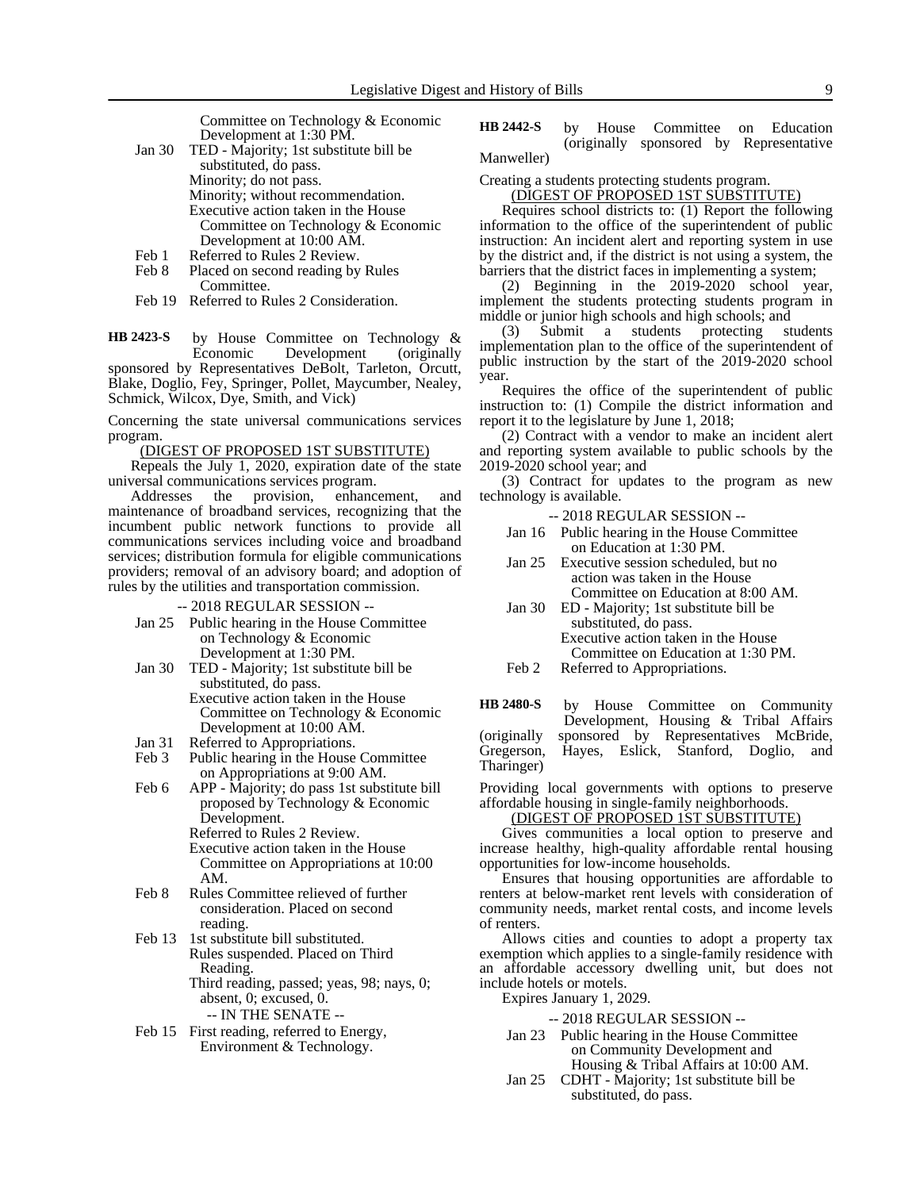Committee on Technology & Economic Development at 1:30 PM.

Jan 30 TED - Majority; 1st substitute bill be substituted, do pass.
Minority; do not pass.
Minority; without recommendation.
Executive action taken in the House Committee on Technology & Economic Development at 10:00 AM.

Feb 1 Referred to Rules 2 Review.

Feb 8 Placed on second reading by Rules Committee.

Feb 19 Referred to Rules 2 Consideration.

**HB 2423-S** by House Committee on Technology & Economic Development (originally sponsored by Representatives DeBolt, Tarleton, Orcutt, Blake, Doglio, Fey, Springer, Pollet, Maycumber, Nealey, Schmick, Wilcox, Dye, Smith, and Vick)

Concerning the state universal communications services program.

(DIGEST OF PROPOSED 1ST SUBSTITUTE)

Repeals the July 1, 2020, expiration date of the state universal communications services program.

Addresses the provision, enhancement, and maintenance of broadband services, recognizing that the incumbent public network functions to provide all communications services including voice and broadband services; distribution formula for eligible communications providers; removal of an advisory board; and adoption of rules by the utilities and transportation commission.

-- 2018 REGULAR SESSION --

Jan 25 Public hearing in the House Committee on Technology & Economic Development at 1:30 PM.

Jan 30 TED - Majority; 1st substitute bill be substituted, do pass.
Executive action taken in the House Committee on Technology & Economic Development at 10:00 AM.

Jan 31 Referred to Appropriations.

Feb 3 Public hearing in the House Committee on Appropriations at 9:00 AM.

Feb 6 APP - Majority; do pass 1st substitute bill proposed by Technology & Economic Development.
Referred to Rules 2 Review.
Executive action taken in the House Committee on Appropriations at 10:00 AM.

Feb 8 Rules Committee relieved of further consideration. Placed on second reading.

Feb 13 1st substitute bill substituted.
Rules suspended. Placed on Third Reading.
Third reading, passed; yeas, 98; nays, 0; absent, 0; excused, 0.

-- IN THE SENATE --

Feb 15 First reading, referred to Energy, Environment & Technology.

**HB 2442-S** by House Committee on Education (originally sponsored by Representative Manweller)

Creating a students protecting students program.

(DIGEST OF PROPOSED 1ST SUBSTITUTE)

Requires school districts to: (1) Report the following information to the office of the superintendent of public instruction: An incident alert and reporting system in use by the district and, if the district is not using a system, the barriers that the district faces in implementing a system;

(2) Beginning in the 2019-2020 school year, implement the students protecting students program in middle or junior high schools and high schools; and

(3) Submit a students protecting students implementation plan to the office of the superintendent of public instruction by the start of the 2019-2020 school year.

Requires the office of the superintendent of public instruction to: (1) Compile the district information and report it to the legislature by June 1, 2018;

(2) Contract with a vendor to make an incident alert and reporting system available to public schools by the 2019-2020 school year; and

(3) Contract for updates to the program as new technology is available.

-- 2018 REGULAR SESSION --

Jan 16 Public hearing in the House Committee on Education at 1:30 PM.

Jan 25 Executive session scheduled, but no action was taken in the House Committee on Education at 8:00 AM.

Jan 30 ED - Majority; 1st substitute bill be substituted, do pass.
Executive action taken in the House Committee on Education at 1:30 PM.

Feb 2 Referred to Appropriations.

**HB 2480-S** by House Committee on Community Development, Housing & Tribal Affairs (originally sponsored by Representatives McBride, Gregerson, Hayes, Eslick, Stanford, Doglio, and Tharinger)

Providing local governments with options to preserve affordable housing in single-family neighborhoods.

(DIGEST OF PROPOSED 1ST SUBSTITUTE)

Gives communities a local option to preserve and increase healthy, high-quality affordable rental housing opportunities for low-income households.

Ensures that housing opportunities are affordable to renters at below-market rent levels with consideration of community needs, market rental costs, and income levels of renters.

Allows cities and counties to adopt a property tax exemption which applies to a single-family residence with an affordable accessory dwelling unit, but does not include hotels or motels.

Expires January 1, 2029.

-- 2018 REGULAR SESSION --

Jan 23 Public hearing in the House Committee on Community Development and Housing & Tribal Affairs at 10:00 AM.

Jan 25 CDHT - Majority; 1st substitute bill be substituted, do pass.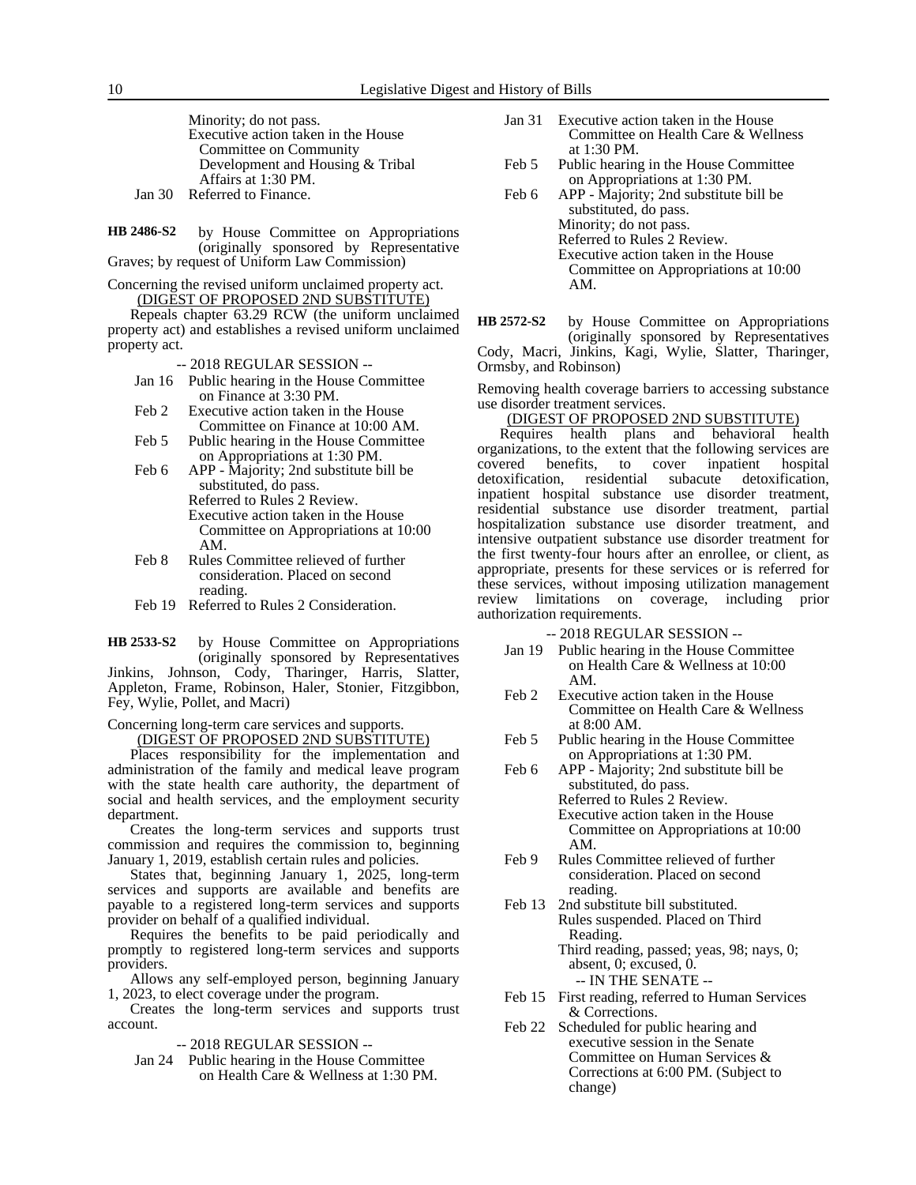Minority; do not pass.
Executive action taken in the House Committee on Community Development and Housing & Tribal Affairs at 1:30 PM.

Jan 30 Referred to Finance.

**HB 2486-S2** by House Committee on Appropriations (originally sponsored by Representative Graves; by request of Uniform Law Commission)

Concerning the revised uniform unclaimed property act.

(DIGEST OF PROPOSED 2ND SUBSTITUTE)

Repeals chapter 63.29 RCW (the uniform unclaimed property act) and establishes a revised uniform unclaimed property act.

-- 2018 REGULAR SESSION --

Jan 16 Public hearing in the House Committee on Finance at 3:30 PM.

Feb 2 Executive action taken in the House Committee on Finance at 10:00 AM.

Feb 5 Public hearing in the House Committee on Appropriations at 1:30 PM.

Feb 6 APP - Majority; 2nd substitute bill be substituted, do pass.
Referred to Rules 2 Review.
Executive action taken in the House Committee on Appropriations at 10:00 AM.

Feb 8 Rules Committee relieved of further consideration. Placed on second reading.

Feb 19 Referred to Rules 2 Consideration.

**HB 2533-S2** by House Committee on Appropriations (originally sponsored by Representatives Jinkins, Johnson, Cody, Tharinger, Harris, Slatter, Appleton, Frame, Robinson, Haler, Stonier, Fitzgibbon, Fey, Wylie, Pollet, and Macri)

Concerning long-term care services and supports.

(DIGEST OF PROPOSED 2ND SUBSTITUTE)

Places responsibility for the implementation and administration of the family and medical leave program with the state health care authority, the department of social and health services, and the employment security department.

Creates the long-term services and supports trust commission and requires the commission to, beginning January 1, 2019, establish certain rules and policies.

States that, beginning January 1, 2025, long-term services and supports are available and benefits are payable to a registered long-term services and supports provider on behalf of a qualified individual.

Requires the benefits to be paid periodically and promptly to registered long-term services and supports providers.

Allows any self-employed person, beginning January 1, 2023, to elect coverage under the program.

Creates the long-term services and supports trust account.

-- 2018 REGULAR SESSION --

Jan 24 Public hearing in the House Committee on Health Care & Wellness at 1:30 PM.

Jan 31 Executive action taken in the House Committee on Health Care & Wellness at 1:30 PM.

Feb 5 Public hearing in the House Committee on Appropriations at 1:30 PM.

Feb 6 APP - Majority; 2nd substitute bill be substituted, do pass.
Minority; do not pass.
Referred to Rules 2 Review.
Executive action taken in the House Committee on Appropriations at 10:00 AM.

**HB 2572-S2** by House Committee on Appropriations (originally sponsored by Representatives Cody, Macri, Jinkins, Kagi, Wylie, Slatter, Tharinger, Ormsby, and Robinson)

Removing health coverage barriers to accessing substance use disorder treatment services.

(DIGEST OF PROPOSED 2ND SUBSTITUTE)

Requires health plans and behavioral health organizations, to the extent that the following services are covered benefits, to cover inpatient hospital detoxification, residential subacute detoxification, inpatient hospital substance use disorder treatment, residential substance use disorder treatment, partial hospitalization substance use disorder treatment, and intensive outpatient substance use disorder treatment for the first twenty-four hours after an enrollee, or client, as appropriate, presents for these services or is referred for these services, without imposing utilization management review limitations on coverage, including prior authorization requirements.

-- 2018 REGULAR SESSION --

Jan 19 Public hearing in the House Committee on Health Care & Wellness at 10:00 AM.

Feb 2 Executive action taken in the House Committee on Health Care & Wellness at 8:00 AM.

Feb 5 Public hearing in the House Committee on Appropriations at 1:30 PM.

Feb 6 APP - Majority; 2nd substitute bill be substituted, do pass.
Referred to Rules 2 Review.
Executive action taken in the House Committee on Appropriations at 10:00 AM.

Feb 9 Rules Committee relieved of further consideration. Placed on second reading.

Feb 13 2nd substitute bill substituted.
Rules suspended. Placed on Third Reading.
Third reading, passed; yeas, 98; nays, 0; absent, 0; excused, 0.

-- IN THE SENATE --

Feb 15 First reading, referred to Human Services & Corrections.

Feb 22 Scheduled for public hearing and executive session in the Senate Committee on Human Services & Corrections at 6:00 PM. (Subject to change)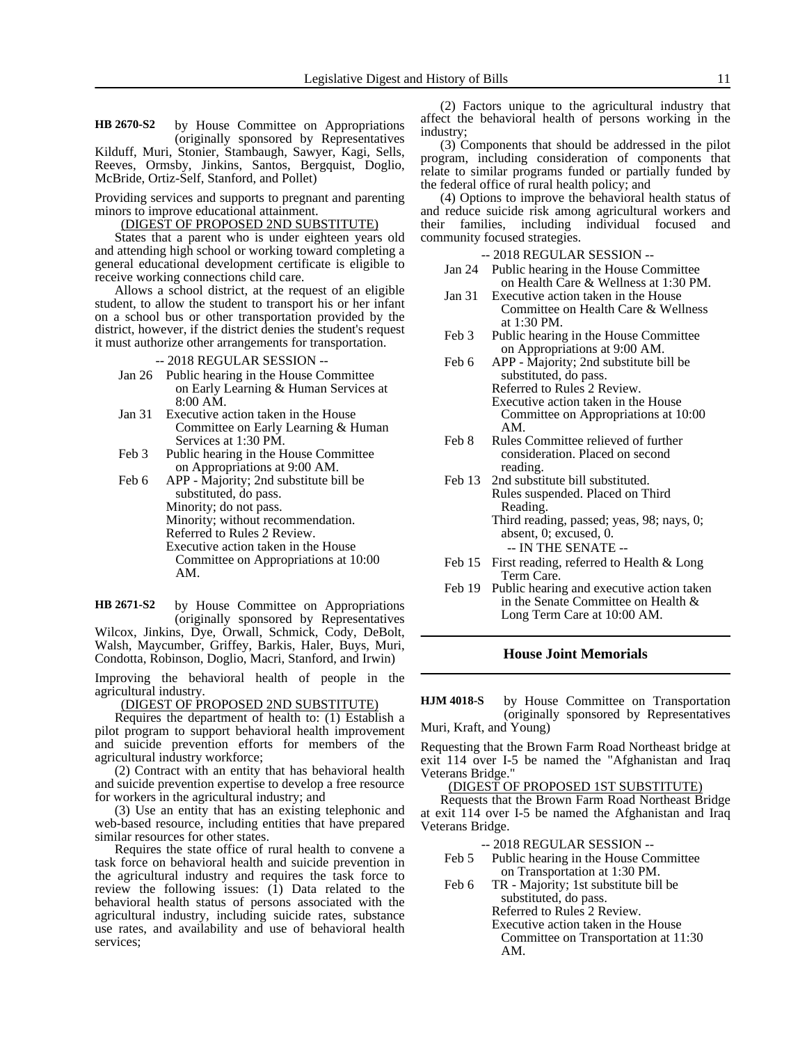**HB 2670-S2** by House Committee on Appropriations (originally sponsored by Representatives Kilduff, Muri, Stonier, Stambaugh, Sawyer, Kagi, Sells, Reeves, Ormsby, Jinkins, Santos, Bergquist, Doglio, McBride, Ortiz-Self, Stanford, and Pollet)

Providing services and supports to pregnant and parenting minors to improve educational attainment.

(DIGEST OF PROPOSED 2ND SUBSTITUTE)

States that a parent who is under eighteen years old and attending high school or working toward completing a general educational development certificate is eligible to receive working connections child care.

Allows a school district, at the request of an eligible student, to allow the student to transport his or her infant on a school bus or other transportation provided by the district, however, if the district denies the student's request it must authorize other arrangements for transportation.

-- 2018 REGULAR SESSION --

- Jan 26 Public hearing in the House Committee on Early Learning & Human Services at 8:00 AM.
- Jan 31 Executive action taken in the House Committee on Early Learning & Human Services at 1:30 PM.
- Feb 3 Public hearing in the House Committee on Appropriations at 9:00 AM.
- Feb 6 APP - Majority; 2nd substitute bill be substituted, do pass.
  Minority; do not pass.
  Minority; without recommendation.
  Referred to Rules 2 Review.
  Executive action taken in the House Committee on Appropriations at 10:00 AM.

**HB 2671-S2** by House Committee on Appropriations (originally sponsored by Representatives Wilcox, Jinkins, Dye, Orwall, Schmick, Cody, DeBolt, Walsh, Maycumber, Griffey, Barkis, Haler, Buys, Muri, Condotta, Robinson, Doglio, Macri, Stanford, and Irwin)

Improving the behavioral health of people in the agricultural industry.

(DIGEST OF PROPOSED 2ND SUBSTITUTE)

Requires the department of health to: (1) Establish a pilot program to support behavioral health improvement and suicide prevention efforts for members of the agricultural industry workforce;

(2) Contract with an entity that has behavioral health and suicide prevention expertise to develop a free resource for workers in the agricultural industry; and

(3) Use an entity that has an existing telephonic and web-based resource, including entities that have prepared similar resources for other states.

Requires the state office of rural health to convene a task force on behavioral health and suicide prevention in the agricultural industry and requires the task force to review the following issues: (1) Data related to the behavioral health status of persons associated with the agricultural industry, including suicide rates, substance use rates, and availability and use of behavioral health services;

(2) Factors unique to the agricultural industry that affect the behavioral health of persons working in the industry;

(3) Components that should be addressed in the pilot program, including consideration of components that relate to similar programs funded or partially funded by the federal office of rural health policy; and

(4) Options to improve the behavioral health status of and reduce suicide risk among agricultural workers and their families, including individual focused and community focused strategies.

-- 2018 REGULAR SESSION --

- Jan 24 Public hearing in the House Committee on Health Care & Wellness at 1:30 PM.
- Jan 31 Executive action taken in the House Committee on Health Care & Wellness at 1:30 PM.
- Feb 3 Public hearing in the House Committee on Appropriations at 9:00 AM.
- Feb 6 APP - Majority; 2nd substitute bill be substituted, do pass.
  Referred to Rules 2 Review.
  Executive action taken in the House Committee on Appropriations at 10:00 AM.
- Feb 8 Rules Committee relieved of further consideration. Placed on second reading.
- Feb 13 2nd substitute bill substituted.
  Rules suspended. Placed on Third Reading.
  Third reading, passed; yeas, 98; nays, 0; absent, 0; excused, 0.

-- IN THE SENATE --

- Feb 15 First reading, referred to Health & Long Term Care.
- Feb 19 Public hearing and executive action taken in the Senate Committee on Health & Long Term Care at 10:00 AM.

## House Joint Memorials

**HJM 4018-S** by House Committee on Transportation (originally sponsored by Representatives Muri, Kraft, and Young)

Requesting that the Brown Farm Road Northeast bridge at exit 114 over I-5 be named the "Afghanistan and Iraq Veterans Bridge."

(DIGEST OF PROPOSED 1ST SUBSTITUTE)

Requests that the Brown Farm Road Northeast Bridge at exit 114 over I-5 be named the Afghanistan and Iraq Veterans Bridge.

-- 2018 REGULAR SESSION --

- Feb 5 Public hearing in the House Committee on Transportation at 1:30 PM.
- Feb 6 TR - Majority; 1st substitute bill be substituted, do pass.
  Referred to Rules 2 Review.
  Executive action taken in the House Committee on Transportation at 11:30 AM.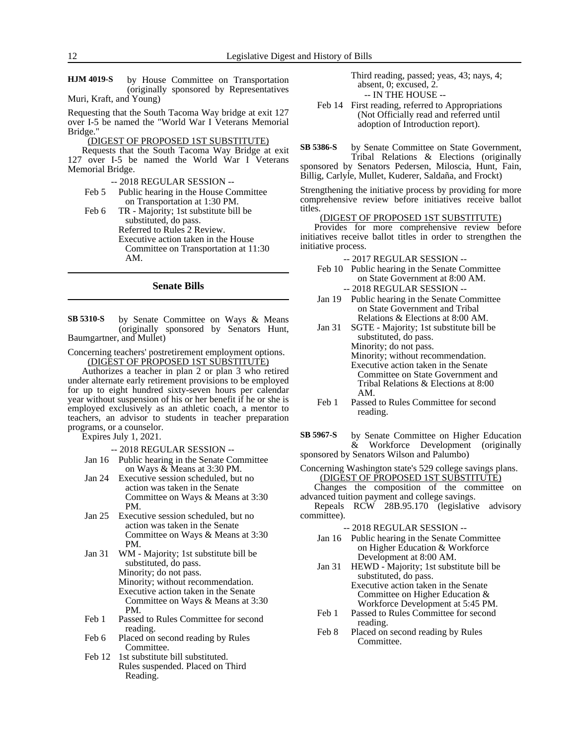**HJM 4019-S** by House Committee on Transportation (originally sponsored by Representatives Muri, Kraft, and Young)

Requesting that the South Tacoma Way bridge at exit 127 over I-5 be named the "World War I Veterans Memorial Bridge."

(DIGEST OF PROPOSED 1ST SUBSTITUTE)

Requests that the South Tacoma Way Bridge at exit 127 over I-5 be named the World War I Veterans Memorial Bridge.

-- 2018 REGULAR SESSION --

Feb 5 Public hearing in the House Committee on Transportation at 1:30 PM.

Feb 6 TR - Majority; 1st substitute bill be substituted, do pass.
Referred to Rules 2 Review.
Executive action taken in the House Committee on Transportation at 11:30 AM.

## Senate Bills

**SB 5310-S** by Senate Committee on Ways & Means (originally sponsored by Senators Hunt, Baumgartner, and Mullet)

Concerning teachers' postretirement employment options.

(DIGEST OF PROPOSED 1ST SUBSTITUTE)

Authorizes a teacher in plan 2 or plan 3 who retired under alternate early retirement provisions to be employed for up to eight hundred sixty-seven hours per calendar year without suspension of his or her benefit if he or she is employed exclusively as an athletic coach, a mentor to teachers, an advisor to students in teacher preparation programs, or a counselor.

Expires July 1, 2021.

-- 2018 REGULAR SESSION --

Jan 16 Public hearing in the Senate Committee on Ways & Means at 3:30 PM.

Jan 24 Executive session scheduled, but no action was taken in the Senate Committee on Ways & Means at 3:30 PM.

Jan 25 Executive session scheduled, but no action was taken in the Senate Committee on Ways & Means at 3:30 PM.

Jan 31 WM - Majority; 1st substitute bill be substituted, do pass.
Minority; do not pass.
Minority; without recommendation.
Executive action taken in the Senate Committee on Ways & Means at 3:30 PM.

Feb 1 Passed to Rules Committee for second reading.

Feb 6 Placed on second reading by Rules Committee.

Feb 12 1st substitute bill substituted.
Rules suspended. Placed on Third Reading.
Third reading, passed; yeas, 43; nays, 4; absent, 0; excused, 2.

-- IN THE HOUSE --

Feb 14 First reading, referred to Appropriations (Not Officially read and referred until adoption of Introduction report).

**SB 5386-S** by Senate Committee on State Government, Tribal Relations & Elections (originally sponsored by Senators Pedersen, Miloscia, Hunt, Fain, Billig, Carlyle, Mullet, Kuderer, Saldaña, and Frockt)

Strengthening the initiative process by providing for more comprehensive review before initiatives receive ballot titles.

(DIGEST OF PROPOSED 1ST SUBSTITUTE)

Provides for more comprehensive review before initiatives receive ballot titles in order to strengthen the initiative process.

-- 2017 REGULAR SESSION --

Feb 10 Public hearing in the Senate Committee on State Government at 8:00 AM.

-- 2018 REGULAR SESSION --

Jan 19 Public hearing in the Senate Committee on State Government and Tribal Relations & Elections at 8:00 AM.

Jan 31 SGTE - Majority; 1st substitute bill be substituted, do pass.
Minority; do not pass.
Minority; without recommendation.
Executive action taken in the Senate Committee on State Government and Tribal Relations & Elections at 8:00 AM.

Feb 1 Passed to Rules Committee for second reading.

**SB 5967-S** by Senate Committee on Higher Education & Workforce Development (originally sponsored by Senators Wilson and Palumbo)

Concerning Washington state's 529 college savings plans.

(DIGEST OF PROPOSED 1ST SUBSTITUTE)

Changes the composition of the committee on advanced tuition payment and college savings.

Repeals RCW 28B.95.170 (legislative advisory committee).

-- 2018 REGULAR SESSION --

Jan 16 Public hearing in the Senate Committee on Higher Education & Workforce Development at 8:00 AM.

Jan 31 HEWD - Majority; 1st substitute bill be substituted, do pass.
Executive action taken in the Senate Committee on Higher Education & Workforce Development at 5:45 PM.

Feb 1 Passed to Rules Committee for second reading.

Feb 8 Placed on second reading by Rules Committee.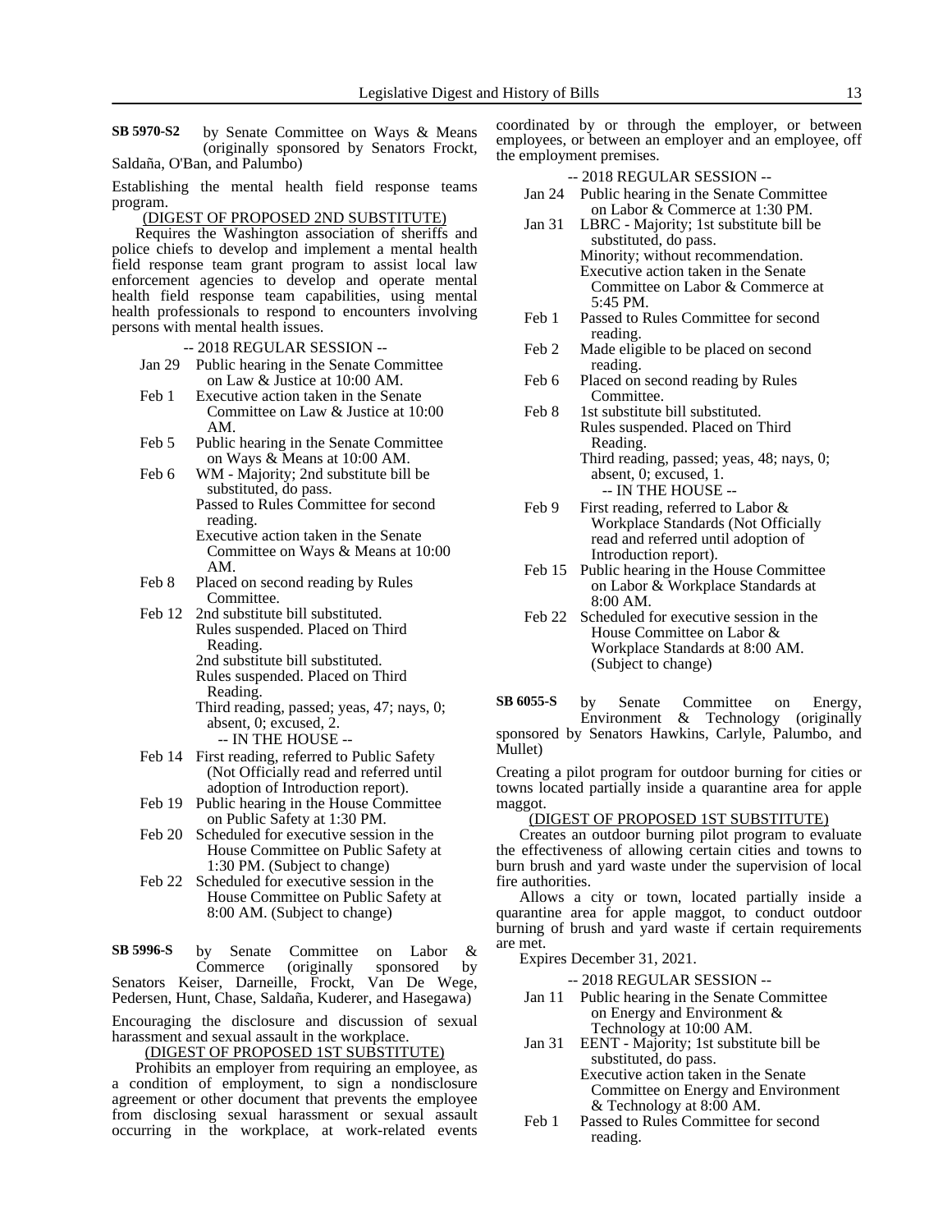**SB 5970-S2** by Senate Committee on Ways & Means (originally sponsored by Senators Frockt, Saldaña, O'Ban, and Palumbo)

Establishing the mental health field response teams program.

(DIGEST OF PROPOSED 2ND SUBSTITUTE)

Requires the Washington association of sheriffs and police chiefs to develop and implement a mental health field response team grant program to assist local law enforcement agencies to develop and operate mental health field response team capabilities, using mental health professionals to respond to encounters involving persons with mental health issues.

-- 2018 REGULAR SESSION --

- Jan 29 Public hearing in the Senate Committee on Law & Justice at 10:00 AM.
- Feb 1 Executive action taken in the Senate Committee on Law & Justice at 10:00 AM.
- Feb 5 Public hearing in the Senate Committee on Ways & Means at 10:00 AM.
- Feb 6 WM - Majority; 2nd substitute bill be substituted, do pass.
  Passed to Rules Committee for second reading.
  Executive action taken in the Senate Committee on Ways & Means at 10:00 AM.
- Feb 8 Placed on second reading by Rules Committee.
- Feb 12 2nd substitute bill substituted.
  Rules suspended. Placed on Third Reading.
  2nd substitute bill substituted.
  Rules suspended. Placed on Third Reading.
  Third reading, passed; yeas, 47; nays, 0; absent, 0; excused, 2.
  -- IN THE HOUSE --
- Feb 14 First reading, referred to Public Safety (Not Officially read and referred until adoption of Introduction report).
- Feb 19 Public hearing in the House Committee on Public Safety at 1:30 PM.
- Feb 20 Scheduled for executive session in the House Committee on Public Safety at 1:30 PM. (Subject to change)
- Feb 22 Scheduled for executive session in the House Committee on Public Safety at 8:00 AM. (Subject to change)

**SB 5996-S** by Senate Committee on Labor & Commerce (originally sponsored by Senators Keiser, Darneille, Frockt, Van De Wege, Pedersen, Hunt, Chase, Saldaña, Kuderer, and Hasegawa)

Encouraging the disclosure and discussion of sexual harassment and sexual assault in the workplace.

(DIGEST OF PROPOSED 1ST SUBSTITUTE)

Prohibits an employer from requiring an employee, as a condition of employment, to sign a nondisclosure agreement or other document that prevents the employee from disclosing sexual harassment or sexual assault occurring in the workplace, at work-related events coordinated by or through the employer, or between employees, or between an employer and an employee, off the employment premises.

-- 2018 REGULAR SESSION --

- Jan 24 Public hearing in the Senate Committee on Labor & Commerce at 1:30 PM.
- Jan 31 LBRC - Majority; 1st substitute bill be substituted, do pass.
  Minority; without recommendation.
  Executive action taken in the Senate Committee on Labor & Commerce at 5:45 PM.
- Feb 1 Passed to Rules Committee for second reading.
- Feb 2 Made eligible to be placed on second reading.
- Feb 6 Placed on second reading by Rules Committee.
- Feb 8 1st substitute bill substituted.
  Rules suspended. Placed on Third Reading.
  Third reading, passed; yeas, 48; nays, 0; absent, 0; excused, 1.
  -- IN THE HOUSE --
- Feb 9 First reading, referred to Labor & Workplace Standards (Not Officially read and referred until adoption of Introduction report).
- Feb 15 Public hearing in the House Committee on Labor & Workplace Standards at 8:00 AM.
- Feb 22 Scheduled for executive session in the House Committee on Labor & Workplace Standards at 8:00 AM. (Subject to change)

**SB 6055-S** by Senate Committee on Energy, Environment & Technology (originally sponsored by Senators Hawkins, Carlyle, Palumbo, and Mullet)

Creating a pilot program for outdoor burning for cities or towns located partially inside a quarantine area for apple maggot.

(DIGEST OF PROPOSED 1ST SUBSTITUTE)

Creates an outdoor burning pilot program to evaluate the effectiveness of allowing certain cities and towns to burn brush and yard waste under the supervision of local fire authorities.

Allows a city or town, located partially inside a quarantine area for apple maggot, to conduct outdoor burning of brush and yard waste if certain requirements are met.

Expires December 31, 2021.

-- 2018 REGULAR SESSION --

- Jan 11 Public hearing in the Senate Committee on Energy and Environment & Technology at 10:00 AM.
- Jan 31 EENT - Majority; 1st substitute bill be substituted, do pass.
  Executive action taken in the Senate Committee on Energy and Environment & Technology at 8:00 AM.
- Feb 1 Passed to Rules Committee for second reading.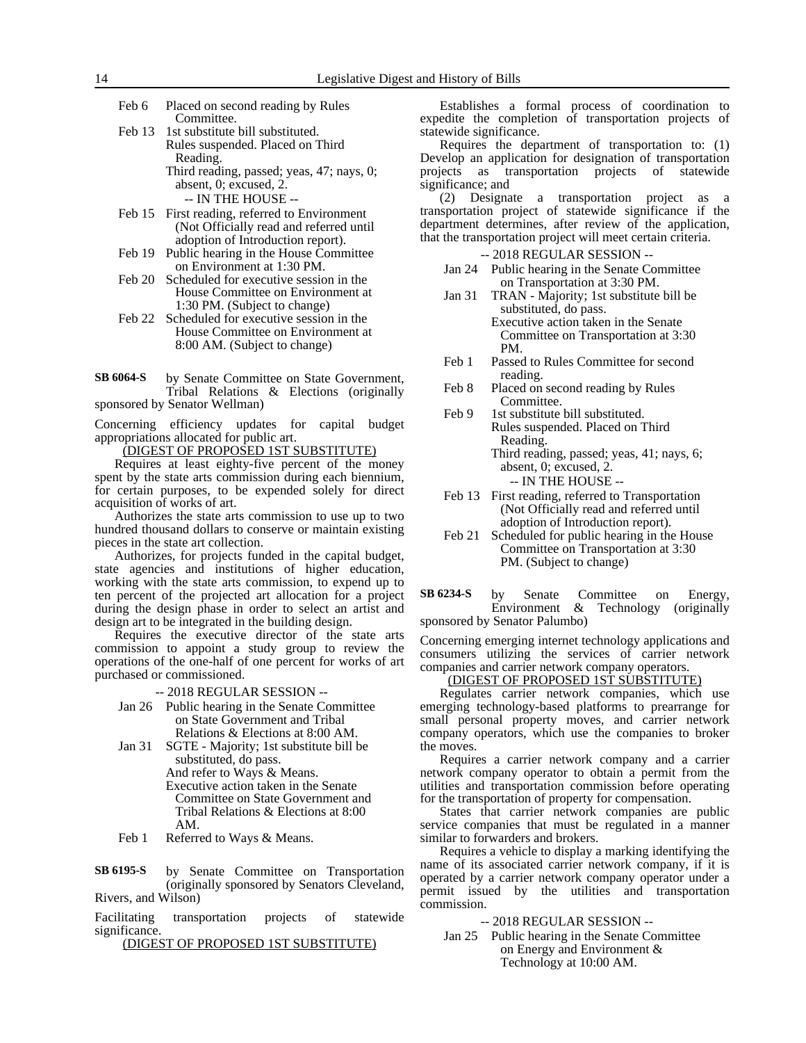Feb 6 Placed on second reading by Rules Committee.

Feb 13 1st substitute bill substituted.
Rules suspended. Placed on Third Reading.
Third reading, passed; yeas, 47; nays, 0; absent, 0; excused, 2.

-- IN THE HOUSE --

Feb 15 First reading, referred to Environment (Not Officially read and referred until adoption of Introduction report).

Feb 19 Public hearing in the House Committee on Environment at 1:30 PM.

Feb 20 Scheduled for executive session in the House Committee on Environment at 1:30 PM. (Subject to change)

Feb 22 Scheduled for executive session in the House Committee on Environment at 8:00 AM. (Subject to change)

**SB 6064-S** by Senate Committee on State Government, Tribal Relations & Elections (originally sponsored by Senator Wellman)

Concerning efficiency updates for capital budget appropriations allocated for public art.

(DIGEST OF PROPOSED 1ST SUBSTITUTE)

Requires at least eighty-five percent of the money spent by the state arts commission during each biennium, for certain purposes, to be expended solely for direct acquisition of works of art.

Authorizes the state arts commission to use up to two hundred thousand dollars to conserve or maintain existing pieces in the state art collection.

Authorizes, for projects funded in the capital budget, state agencies and institutions of higher education, working with the state arts commission, to expend up to ten percent of the projected art allocation for a project during the design phase in order to select an artist and design art to be integrated in the building design.

Requires the executive director of the state arts commission to appoint a study group to review the operations of the one-half of one percent for works of art purchased or commissioned.

-- 2018 REGULAR SESSION --

Jan 26 Public hearing in the Senate Committee on State Government and Tribal Relations & Elections at 8:00 AM.

Jan 31 SGTE - Majority; 1st substitute bill be substituted, do pass.
And refer to Ways & Means.
Executive action taken in the Senate Committee on State Government and Tribal Relations & Elections at 8:00 AM.

Feb 1 Referred to Ways & Means.

**SB 6195-S** by Senate Committee on Transportation (originally sponsored by Senators Cleveland, Rivers, and Wilson)

Facilitating transportation projects of statewide significance.

(DIGEST OF PROPOSED 1ST SUBSTITUTE)

Establishes a formal process of coordination to expedite the completion of transportation projects of statewide significance.

Requires the department of transportation to: (1) Develop an application for designation of transportation projects as transportation projects of statewide significance; and

(2) Designate a transportation project as a transportation project of statewide significance if the department determines, after review of the application, that the transportation project will meet certain criteria.

-- 2018 REGULAR SESSION --

Jan 24 Public hearing in the Senate Committee on Transportation at 3:30 PM.

Jan 31 TRAN - Majority; 1st substitute bill be substituted, do pass.
Executive action taken in the Senate Committee on Transportation at 3:30 PM.

Feb 1 Passed to Rules Committee for second reading.

Feb 8 Placed on second reading by Rules Committee.

Feb 9 1st substitute bill substituted.
Rules suspended. Placed on Third Reading.
Third reading, passed; yeas, 41; nays, 6; absent, 0; excused, 2.

-- IN THE HOUSE --

Feb 13 First reading, referred to Transportation (Not Officially read and referred until adoption of Introduction report).

Feb 21 Scheduled for public hearing in the House Committee on Transportation at 3:30 PM. (Subject to change)

**SB 6234-S** by Senate Committee on Energy, Environment & Technology (originally sponsored by Senator Palumbo)

Concerning emerging internet technology applications and consumers utilizing the services of carrier network companies and carrier network company operators.

(DIGEST OF PROPOSED 1ST SUBSTITUTE)

Regulates carrier network companies, which use emerging technology-based platforms to prearrange for small personal property moves, and carrier network company operators, which use the companies to broker the moves.

Requires a carrier network company and a carrier network company operator to obtain a permit from the utilities and transportation commission before operating for the transportation of property for compensation.

States that carrier network companies are public service companies that must be regulated in a manner similar to forwarders and brokers.

Requires a vehicle to display a marking identifying the name of its associated carrier network company, if it is operated by a carrier network company operator under a permit issued by the utilities and transportation commission.

-- 2018 REGULAR SESSION --

Jan 25 Public hearing in the Senate Committee on Energy and Environment & Technology at 10:00 AM.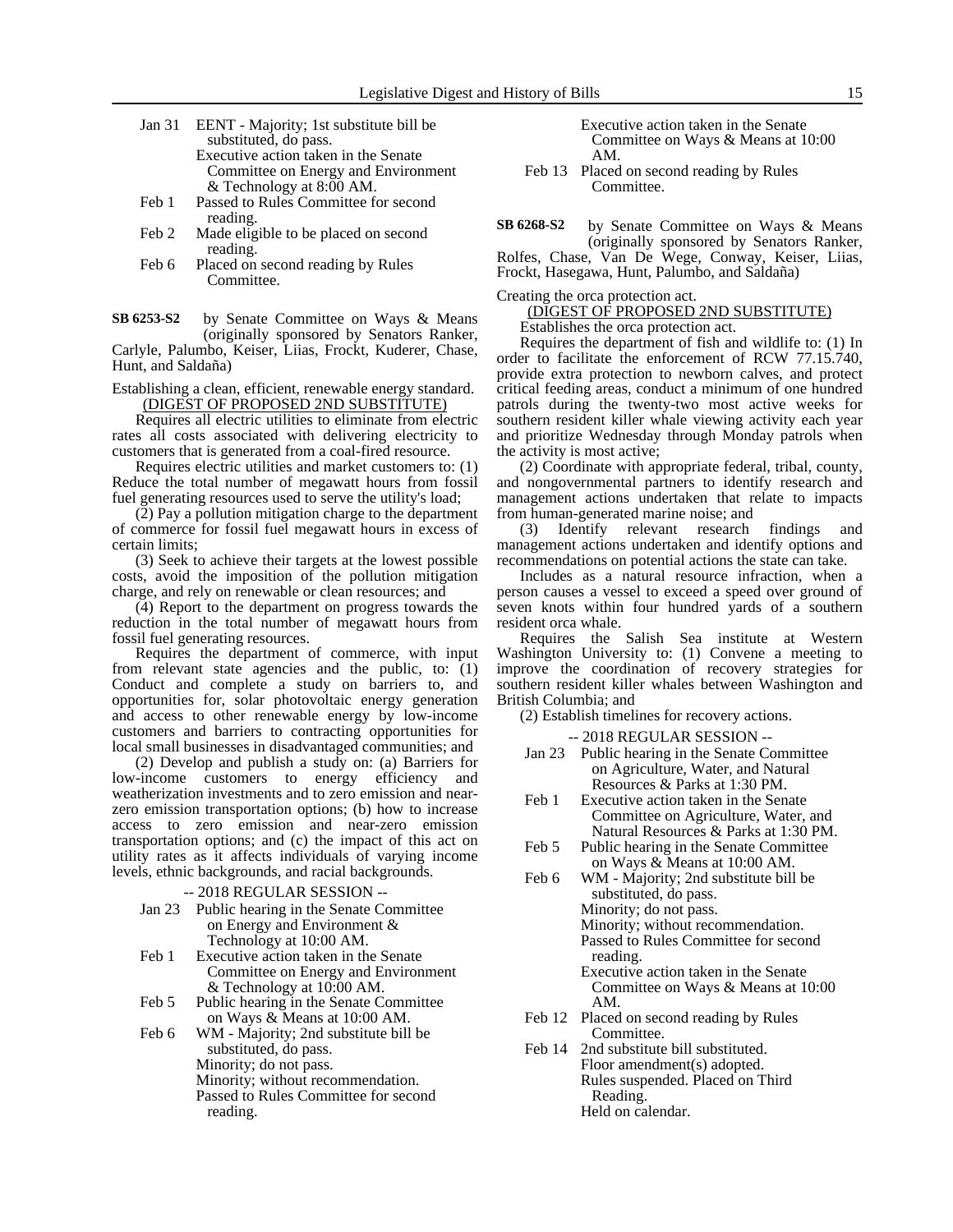Jan 31 EENT - Majority; 1st substitute bill be substituted, do pass.
Executive action taken in the Senate Committee on Energy and Environment & Technology at 8:00 AM.
Feb 1 Passed to Rules Committee for second reading.
Feb 2 Made eligible to be placed on second reading.
Feb 6 Placed on second reading by Rules Committee.

**SB 6253-S2** by Senate Committee on Ways & Means (originally sponsored by Senators Ranker, Carlyle, Palumbo, Keiser, Liias, Frockt, Kuderer, Chase, Hunt, and Saldaña)

Establishing a clean, efficient, renewable energy standard.

(DIGEST OF PROPOSED 2ND SUBSTITUTE)

Requires all electric utilities to eliminate from electric rates all costs associated with delivering electricity to customers that is generated from a coal-fired resource.

Requires electric utilities and market customers to: (1) Reduce the total number of megawatt hours from fossil fuel generating resources used to serve the utility's load;

(2) Pay a pollution mitigation charge to the department of commerce for fossil fuel megawatt hours in excess of certain limits;

(3) Seek to achieve their targets at the lowest possible costs, avoid the imposition of the pollution mitigation charge, and rely on renewable or clean resources; and

(4) Report to the department on progress towards the reduction in the total number of megawatt hours from fossil fuel generating resources.

Requires the department of commerce, with input from relevant state agencies and the public, to: (1) Conduct and complete a study on barriers to, and opportunities for, solar photovoltaic energy generation and access to other renewable energy by low-income customers and barriers to contracting opportunities for local small businesses in disadvantaged communities; and

(2) Develop and publish a study on: (a) Barriers for low-income customers to energy efficiency and weatherization investments and to zero emission and near-zero emission transportation options; (b) how to increase access to zero emission and near-zero emission transportation options; and (c) the impact of this act on utility rates as it affects individuals of varying income levels, ethnic backgrounds, and racial backgrounds.

-- 2018 REGULAR SESSION --

Jan 23 Public hearing in the Senate Committee on Energy and Environment & Technology at 10:00 AM.
Feb 1 Executive action taken in the Senate Committee on Energy and Environment & Technology at 10:00 AM.
Feb 5 Public hearing in the Senate Committee on Ways & Means at 10:00 AM.
Feb 6 WM - Majority; 2nd substitute bill be substituted, do pass.
Minority; do not pass.
Minority; without recommendation.
Passed to Rules Committee for second reading.
Executive action taken in the Senate Committee on Ways & Means at 10:00 AM.
Feb 13 Placed on second reading by Rules Committee.

**SB 6268-S2** by Senate Committee on Ways & Means (originally sponsored by Senators Ranker, Rolfes, Chase, Van De Wege, Conway, Keiser, Liias, Frockt, Hasegawa, Hunt, Palumbo, and Saldaña)

Creating the orca protection act.

(DIGEST OF PROPOSED 2ND SUBSTITUTE)

Establishes the orca protection act.

Requires the department of fish and wildlife to: (1) In order to facilitate the enforcement of RCW 77.15.740, provide extra protection to newborn calves, and protect critical feeding areas, conduct a minimum of one hundred patrols during the twenty-two most active weeks for southern resident killer whale viewing activity each year and prioritize Wednesday through Monday patrols when the activity is most active;

(2) Coordinate with appropriate federal, tribal, county, and nongovernmental partners to identify research and management actions undertaken that relate to impacts from human-generated marine noise; and

(3) Identify relevant research findings and management actions undertaken and identify options and recommendations on potential actions the state can take.

Includes as a natural resource infraction, when a person causes a vessel to exceed a speed over ground of seven knots within four hundred yards of a southern resident orca whale.

Requires the Salish Sea institute at Western Washington University to: (1) Convene a meeting to improve the coordination of recovery strategies for southern resident killer whales between Washington and British Columbia; and

(2) Establish timelines for recovery actions.

-- 2018 REGULAR SESSION --

Jan 23 Public hearing in the Senate Committee on Agriculture, Water, and Natural Resources & Parks at 1:30 PM.
Feb 1 Executive action taken in the Senate Committee on Agriculture, Water, and Natural Resources & Parks at 1:30 PM.
Feb 5 Public hearing in the Senate Committee on Ways & Means at 10:00 AM.
Feb 6 WM - Majority; 2nd substitute bill be substituted, do pass.
Minority; do not pass.
Minority; without recommendation.
Passed to Rules Committee for second reading.
Executive action taken in the Senate Committee on Ways & Means at 10:00 AM.
Feb 12 Placed on second reading by Rules Committee.
Feb 14 2nd substitute bill substituted.
Floor amendment(s) adopted.
Rules suspended. Placed on Third Reading.
Held on calendar.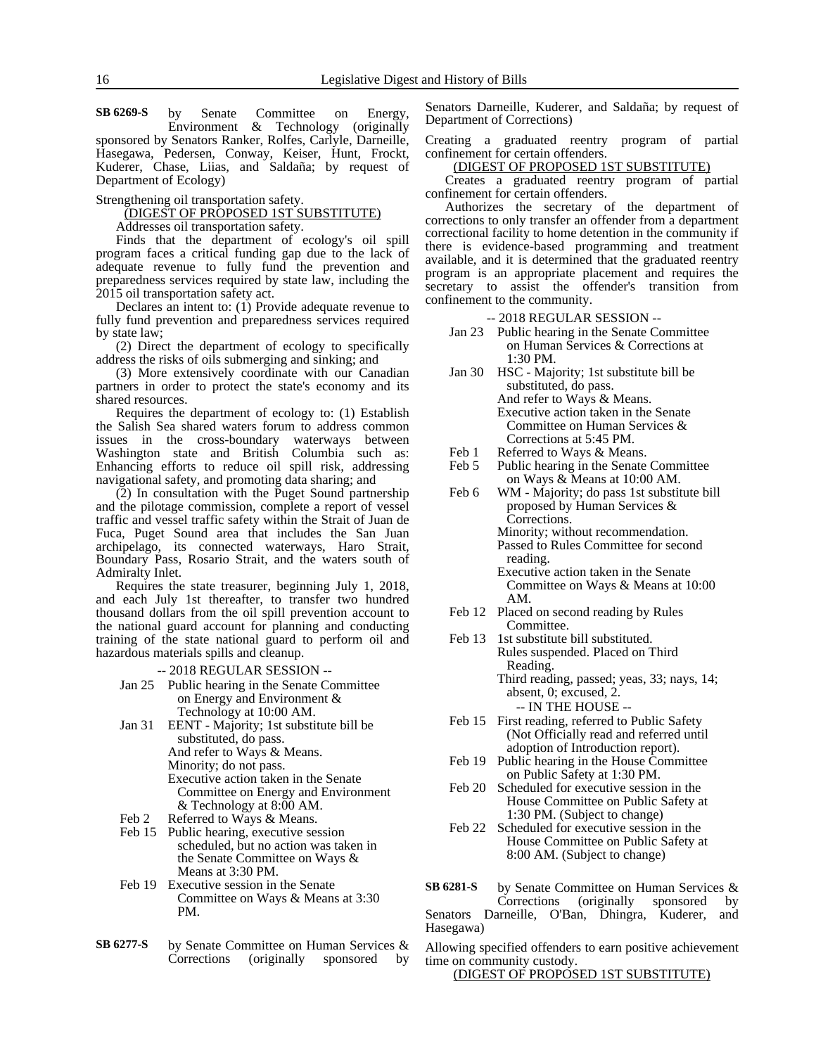**SB 6269-S** by Senate Committee on Energy, Environment & Technology (originally sponsored by Senators Ranker, Rolfes, Carlyle, Darneille, Hasegawa, Pedersen, Conway, Keiser, Hunt, Frockt, Kuderer, Chase, Liias, and Saldaña; by request of Department of Ecology)

Strengthening oil transportation safety.

(DIGEST OF PROPOSED 1ST SUBSTITUTE)

Addresses oil transportation safety.

Finds that the department of ecology's oil spill program faces a critical funding gap due to the lack of adequate revenue to fully fund the prevention and preparedness services required by state law, including the 2015 oil transportation safety act.

Declares an intent to: (1) Provide adequate revenue to fully fund prevention and preparedness services required by state law;

(2) Direct the department of ecology to specifically address the risks of oils submerging and sinking; and

(3) More extensively coordinate with our Canadian partners in order to protect the state's economy and its shared resources.

Requires the department of ecology to: (1) Establish the Salish Sea shared waters forum to address common issues in the cross-boundary waterways between Washington state and British Columbia such as: Enhancing efforts to reduce oil spill risk, addressing navigational safety, and promoting data sharing; and

(2) In consultation with the Puget Sound partnership and the pilotage commission, complete a report of vessel traffic and vessel traffic safety within the Strait of Juan de Fuca, Puget Sound area that includes the San Juan archipelago, its connected waterways, Haro Strait, Boundary Pass, Rosario Strait, and the waters south of Admiralty Inlet.

Requires the state treasurer, beginning July 1, 2018, and each July 1st thereafter, to transfer two hundred thousand dollars from the oil spill prevention account to the national guard account for planning and conducting training of the state national guard to perform oil and hazardous materials spills and cleanup.

-- 2018 REGULAR SESSION --

Jan 25 Public hearing in the Senate Committee on Energy and Environment & Technology at 10:00 AM.

Jan 31 EENT - Majority; 1st substitute bill be substituted, do pass.
And refer to Ways & Means.
Minority; do not pass.
Executive action taken in the Senate Committee on Energy and Environment & Technology at 8:00 AM.

Feb 2 Referred to Ways & Means.

Feb 15 Public hearing, executive session scheduled, but no action was taken in the Senate Committee on Ways & Means at 3:30 PM.

Feb 19 Executive session in the Senate Committee on Ways & Means at 3:30 PM.

**SB 6277-S** by Senate Committee on Human Services & Corrections (originally sponsored by Senators Darneille, Kuderer, and Saldaña; by request of Department of Corrections)

Creating a graduated reentry program of partial confinement for certain offenders.

(DIGEST OF PROPOSED 1ST SUBSTITUTE)

Creates a graduated reentry program of partial confinement for certain offenders.

Authorizes the secretary of the department of corrections to only transfer an offender from a department correctional facility to home detention in the community if there is evidence-based programming and treatment available, and it is determined that the graduated reentry program is an appropriate placement and requires the secretary to assist the offender's transition from confinement to the community.

-- 2018 REGULAR SESSION --

Jan 23 Public hearing in the Senate Committee on Human Services & Corrections at 1:30 PM.

Jan 30 HSC - Majority; 1st substitute bill be substituted, do pass.
And refer to Ways & Means.
Executive action taken in the Senate Committee on Human Services & Corrections at 5:45 PM.

Feb 1 Referred to Ways & Means.

Feb 5 Public hearing in the Senate Committee on Ways & Means at 10:00 AM.

Feb 6 WM - Majority; do pass 1st substitute bill proposed by Human Services & Corrections.
Minority; without recommendation.
Passed to Rules Committee for second reading.
Executive action taken in the Senate Committee on Ways & Means at 10:00 AM.

Feb 12 Placed on second reading by Rules Committee.

Feb 13 1st substitute bill substituted.
Rules suspended. Placed on Third Reading.
Third reading, passed; yeas, 33; nays, 14; absent, 0; excused, 2.

-- IN THE HOUSE --

Feb 15 First reading, referred to Public Safety (Not Officially read and referred until adoption of Introduction report).

Feb 19 Public hearing in the House Committee on Public Safety at 1:30 PM.

Feb 20 Scheduled for executive session in the House Committee on Public Safety at 1:30 PM. (Subject to change)

Feb 22 Scheduled for executive session in the House Committee on Public Safety at 8:00 AM. (Subject to change)

**SB 6281-S** by Senate Committee on Human Services & Corrections (originally sponsored by Senators Darneille, O'Ban, Dhingra, Kuderer, and Hasegawa)

Allowing specified offenders to earn positive achievement time on community custody.

(DIGEST OF PROPOSED 1ST SUBSTITUTE)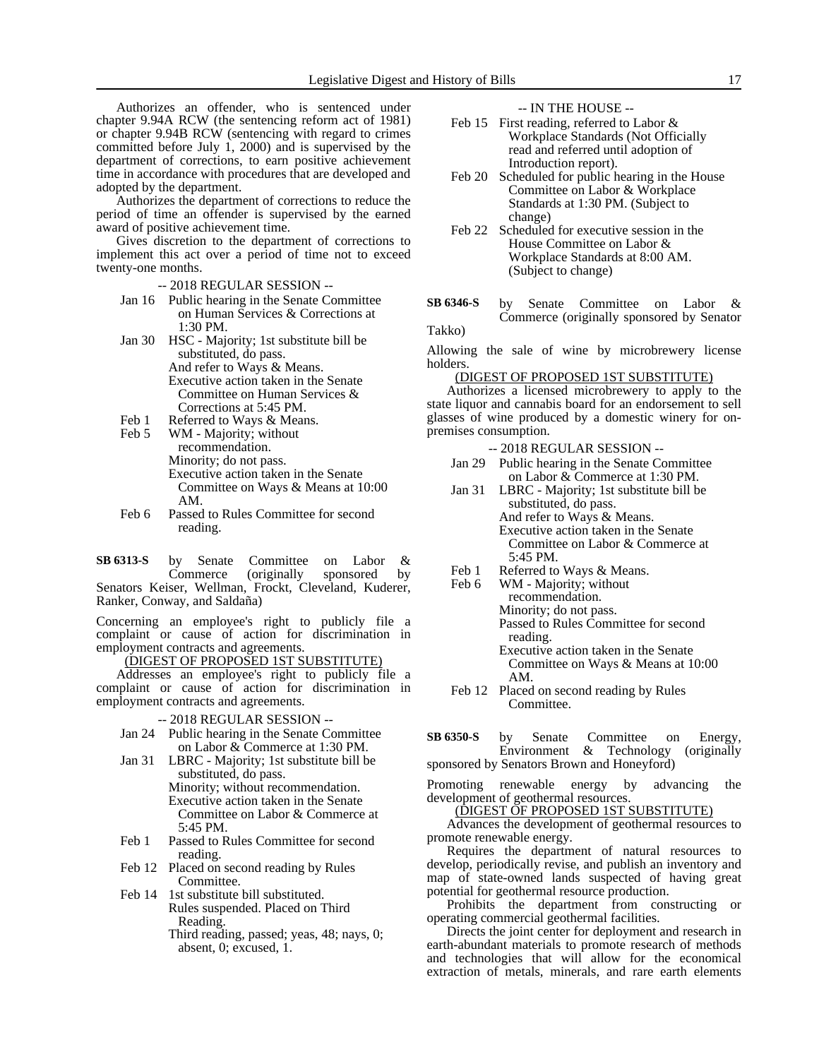Authorizes an offender, who is sentenced under chapter 9.94A RCW (the sentencing reform act of 1981) or chapter 9.94B RCW (sentencing with regard to crimes committed before July 1, 2000) and is supervised by the department of corrections, to earn positive achievement time in accordance with procedures that are developed and adopted by the department.

Authorizes the department of corrections to reduce the period of time an offender is supervised by the earned award of positive achievement time.

Gives discretion to the department of corrections to implement this act over a period of time not to exceed twenty-one months.

-- 2018 REGULAR SESSION --

- Jan 16 Public hearing in the Senate Committee on Human Services & Corrections at 1:30 PM.
- Jan 30 HSC - Majority; 1st substitute bill be substituted, do pass.
  And refer to Ways & Means.
  Executive action taken in the Senate Committee on Human Services & Corrections at 5:45 PM.
- Feb 1 Referred to Ways & Means.
- Feb 5 WM - Majority; without recommendation.
  Minority; do not pass.
  Executive action taken in the Senate Committee on Ways & Means at 10:00 AM.
- Feb 6 Passed to Rules Committee for second reading.

**SB 6313-S** by Senate Committee on Labor & Commerce (originally sponsored by Senators Keiser, Wellman, Frockt, Cleveland, Kuderer, Ranker, Conway, and Saldaña)

Concerning an employee's right to publicly file a complaint or cause of action for discrimination in employment contracts and agreements.

(DIGEST OF PROPOSED 1ST SUBSTITUTE)

Addresses an employee's right to publicly file a complaint or cause of action for discrimination in employment contracts and agreements.

-- 2018 REGULAR SESSION --

- Jan 24 Public hearing in the Senate Committee on Labor & Commerce at 1:30 PM.
- Jan 31 LBRC - Majority; 1st substitute bill be substituted, do pass.
  Minority; without recommendation.
  Executive action taken in the Senate Committee on Labor & Commerce at 5:45 PM.
- Feb 1 Passed to Rules Committee for second reading.
- Feb 12 Placed on second reading by Rules Committee.
- Feb 14 1st substitute bill substituted.
  Rules suspended. Placed on Third Reading.
  Third reading, passed; yeas, 48; nays, 0; absent, 0; excused, 1.

-- IN THE HOUSE --

- Feb 15 First reading, referred to Labor & Workplace Standards (Not Officially read and referred until adoption of Introduction report).
- Feb 20 Scheduled for public hearing in the House Committee on Labor & Workplace Standards at 1:30 PM. (Subject to change)
- Feb 22 Scheduled for executive session in the House Committee on Labor & Workplace Standards at 8:00 AM. (Subject to change)

**SB 6346-S** by Senate Committee on Labor & Commerce (originally sponsored by Senator Takko)

Allowing the sale of wine by microbrewery license holders.

(DIGEST OF PROPOSED 1ST SUBSTITUTE)

Authorizes a licensed microbrewery to apply to the state liquor and cannabis board for an endorsement to sell glasses of wine produced by a domestic winery for on-premises consumption.

-- 2018 REGULAR SESSION --

- Jan 29 Public hearing in the Senate Committee on Labor & Commerce at 1:30 PM.
- Jan 31 LBRC - Majority; 1st substitute bill be substituted, do pass.
  And refer to Ways & Means.
  Executive action taken in the Senate Committee on Labor & Commerce at 5:45 PM.
- Feb 1 Referred to Ways & Means.
- Feb 6 WM - Majority; without recommendation.
  Minority; do not pass.
  Passed to Rules Committee for second reading.
  Executive action taken in the Senate Committee on Ways & Means at 10:00 AM.
- Feb 12 Placed on second reading by Rules Committee.

**SB 6350-S** by Senate Committee on Energy, Environment & Technology (originally sponsored by Senators Brown and Honeyford)

Promoting renewable energy by advancing the development of geothermal resources.

(DIGEST OF PROPOSED 1ST SUBSTITUTE)

Advances the development of geothermal resources to promote renewable energy.

Requires the department of natural resources to develop, periodically revise, and publish an inventory and map of state-owned lands suspected of having great potential for geothermal resource production.

Prohibits the department from constructing or operating commercial geothermal facilities.

Directs the joint center for deployment and research in earth-abundant materials to promote research of methods and technologies that will allow for the economical extraction of metals, minerals, and rare earth elements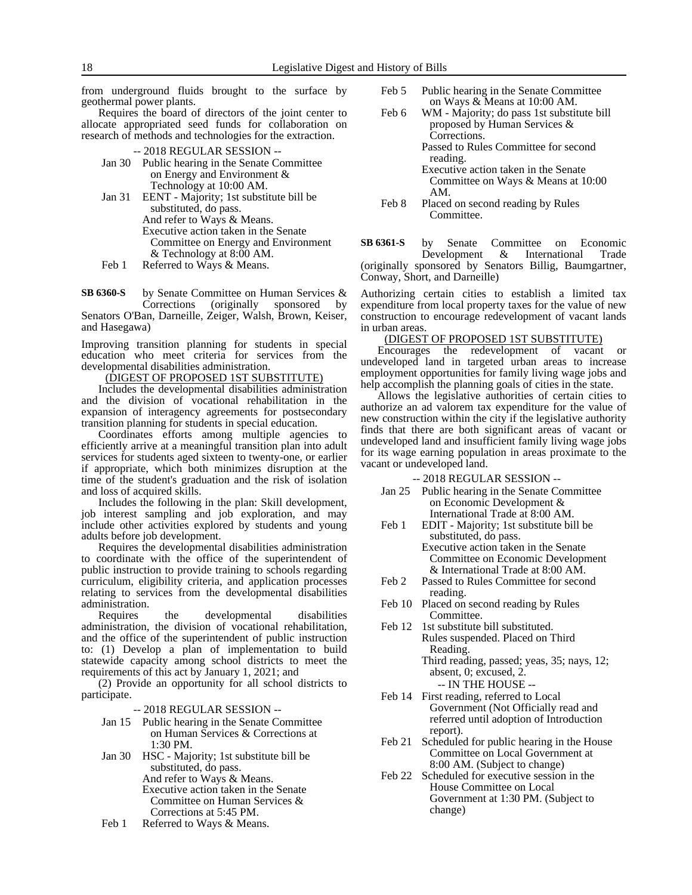from underground fluids brought to the surface by geothermal power plants.

Requires the board of directors of the joint center to allocate appropriated seed funds for collaboration on research of methods and technologies for the extraction.

-- 2018 REGULAR SESSION --

Jan 30 Public hearing in the Senate Committee on Energy and Environment & Technology at 10:00 AM.

Jan 31 EENT - Majority; 1st substitute bill be substituted, do pass.
And refer to Ways & Means.
Executive action taken in the Senate Committee on Energy and Environment & Technology at 8:00 AM.

Feb 1 Referred to Ways & Means.

**SB 6360-S** by Senate Committee on Human Services & Corrections (originally sponsored by Senators O'Ban, Darneille, Zeiger, Walsh, Brown, Keiser, and Hasegawa)

Improving transition planning for students in special education who meet criteria for services from the developmental disabilities administration.

(DIGEST OF PROPOSED 1ST SUBSTITUTE)

Includes the developmental disabilities administration and the division of vocational rehabilitation in the expansion of interagency agreements for postsecondary transition planning for students in special education.

Coordinates efforts among multiple agencies to efficiently arrive at a meaningful transition plan into adult services for students aged sixteen to twenty-one, or earlier if appropriate, which both minimizes disruption at the time of the student's graduation and the risk of isolation and loss of acquired skills.

Includes the following in the plan: Skill development, job interest sampling and job exploration, and may include other activities explored by students and young adults before job development.

Requires the developmental disabilities administration to coordinate with the office of the superintendent of public instruction to provide training to schools regarding curriculum, eligibility criteria, and application processes relating to services from the developmental disabilities administration.

Requires the developmental disabilities administration, the division of vocational rehabilitation, and the office of the superintendent of public instruction to: (1) Develop a plan of implementation to build statewide capacity among school districts to meet the requirements of this act by January 1, 2021; and

(2) Provide an opportunity for all school districts to participate.

-- 2018 REGULAR SESSION --

Jan 15 Public hearing in the Senate Committee on Human Services & Corrections at 1:30 PM.

Jan 30 HSC - Majority; 1st substitute bill be substituted, do pass.
And refer to Ways & Means.
Executive action taken in the Senate Committee on Human Services & Corrections at 5:45 PM.

Feb 1 Referred to Ways & Means.

Feb 5 Public hearing in the Senate Committee on Ways & Means at 10:00 AM.

Feb 6 WM - Majority; do pass 1st substitute bill proposed by Human Services & Corrections.
Passed to Rules Committee for second reading.
Executive action taken in the Senate Committee on Ways & Means at 10:00 AM.

Feb 8 Placed on second reading by Rules Committee.

**SB 6361-S** by Senate Committee on Economic Development & International Trade (originally sponsored by Senators Billig, Baumgartner, Conway, Short, and Darneille)

Authorizing certain cities to establish a limited tax expenditure from local property taxes for the value of new construction to encourage redevelopment of vacant lands in urban areas.

(DIGEST OF PROPOSED 1ST SUBSTITUTE)

Encourages the redevelopment of vacant or undeveloped land in targeted urban areas to increase employment opportunities for family living wage jobs and help accomplish the planning goals of cities in the state.

Allows the legislative authorities of certain cities to authorize an ad valorem tax expenditure for the value of new construction within the city if the legislative authority finds that there are both significant areas of vacant or undeveloped land and insufficient family living wage jobs for its wage earning population in areas proximate to the vacant or undeveloped land.

-- 2018 REGULAR SESSION --

Jan 25 Public hearing in the Senate Committee on Economic Development & International Trade at 8:00 AM.

Feb 1 EDIT - Majority; 1st substitute bill be substituted, do pass.
Executive action taken in the Senate Committee on Economic Development & International Trade at 8:00 AM.

Feb 2 Passed to Rules Committee for second reading.

Feb 10 Placed on second reading by Rules Committee.

Feb 12 1st substitute bill substituted.
Rules suspended. Placed on Third Reading.
Third reading, passed; yeas, 35; nays, 12; absent, 0; excused, 2.

-- IN THE HOUSE --

Feb 14 First reading, referred to Local Government (Not Officially read and referred until adoption of Introduction report).

Feb 21 Scheduled for public hearing in the House Committee on Local Government at 8:00 AM. (Subject to change)

Feb 22 Scheduled for executive session in the House Committee on Local Government at 1:30 PM. (Subject to change)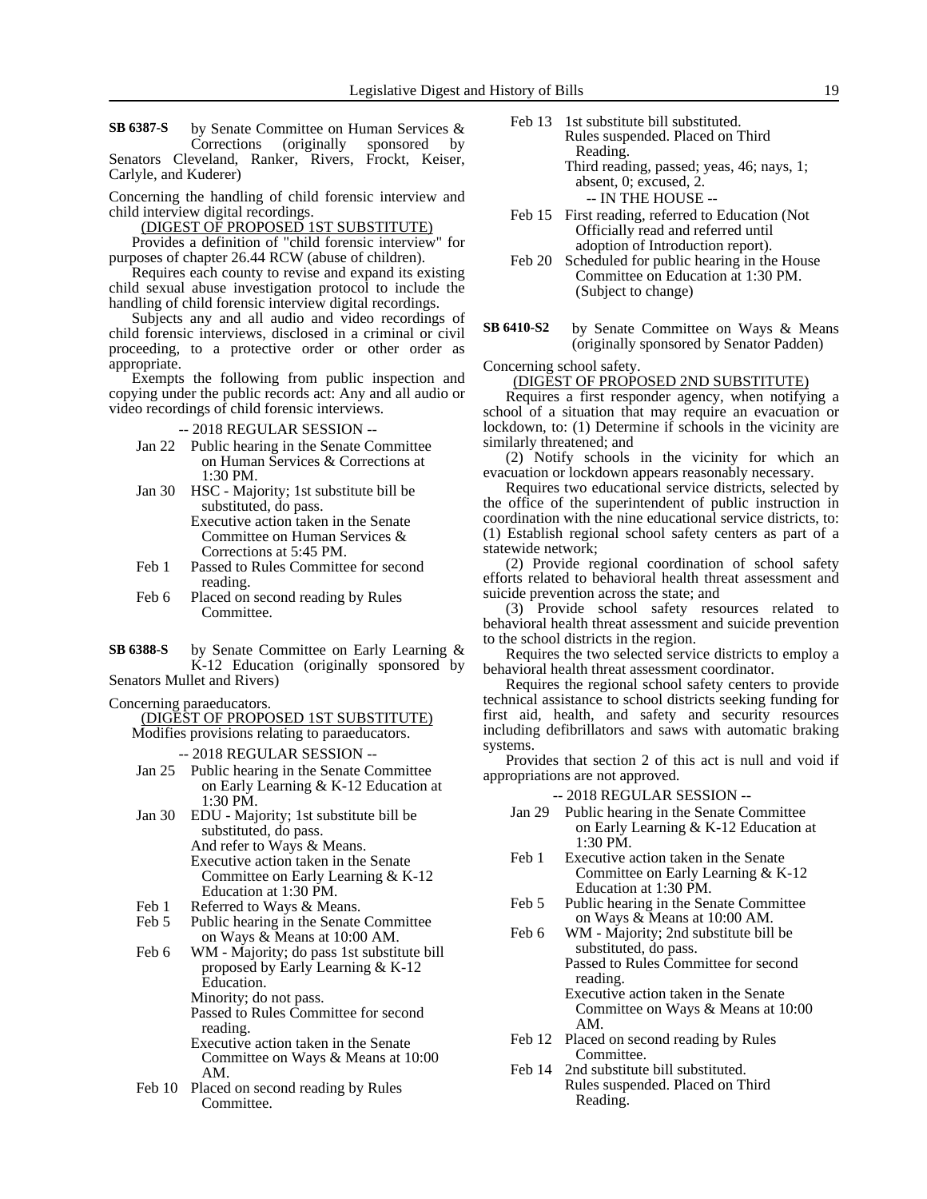**SB 6387-S** by Senate Committee on Human Services & Corrections (originally sponsored by Senators Cleveland, Ranker, Rivers, Frockt, Keiser, Carlyle, and Kuderer)

Concerning the handling of child forensic interview and child interview digital recordings.

(DIGEST OF PROPOSED 1ST SUBSTITUTE)

Provides a definition of "child forensic interview" for purposes of chapter 26.44 RCW (abuse of children).

Requires each county to revise and expand its existing child sexual abuse investigation protocol to include the handling of child forensic interview digital recordings.

Subjects any and all audio and video recordings of child forensic interviews, disclosed in a criminal or civil proceeding, to a protective order or other order as appropriate.

Exempts the following from public inspection and copying under the public records act: Any and all audio or video recordings of child forensic interviews.

-- 2018 REGULAR SESSION --

Jan 22 Public hearing in the Senate Committee on Human Services & Corrections at 1:30 PM.

Jan 30 HSC - Majority; 1st substitute bill be substituted, do pass.
Executive action taken in the Senate Committee on Human Services & Corrections at 5:45 PM.

Feb 1 Passed to Rules Committee for second reading.

Feb 6 Placed on second reading by Rules Committee.

Feb 13 1st substitute bill substituted.
Rules suspended. Placed on Third Reading.
Third reading, passed; yeas, 46; nays, 1; absent, 0; excused, 2.

-- IN THE HOUSE --

Feb 15 First reading, referred to Education (Not Officially read and referred until adoption of Introduction report).

Feb 20 Scheduled for public hearing in the House Committee on Education at 1:30 PM. (Subject to change)

**SB 6388-S** by Senate Committee on Early Learning & K-12 Education (originally sponsored by Senators Mullet and Rivers)

Concerning paraeducators.

(DIGEST OF PROPOSED 1ST SUBSTITUTE)

Modifies provisions relating to paraeducators.

-- 2018 REGULAR SESSION --

Jan 25 Public hearing in the Senate Committee on Early Learning & K-12 Education at 1:30 PM.

Jan 30 EDU - Majority; 1st substitute bill be substituted, do pass.
And refer to Ways & Means.
Executive action taken in the Senate Committee on Early Learning & K-12 Education at 1:30 PM.

Feb 1 Referred to Ways & Means.

Feb 5 Public hearing in the Senate Committee on Ways & Means at 10:00 AM.

Feb 6 WM - Majority; do pass 1st substitute bill proposed by Early Learning & K-12 Education.
Minority; do not pass.
Passed to Rules Committee for second reading.
Executive action taken in the Senate Committee on Ways & Means at 10:00 AM.

Feb 10 Placed on second reading by Rules Committee.

**SB 6410-S2** by Senate Committee on Ways & Means (originally sponsored by Senator Padden)

Concerning school safety.

(DIGEST OF PROPOSED 2ND SUBSTITUTE)

Requires a first responder agency, when notifying a school of a situation that may require an evacuation or lockdown, to: (1) Determine if schools in the vicinity are similarly threatened; and

(2) Notify schools in the vicinity for which an evacuation or lockdown appears reasonably necessary.

Requires two educational service districts, selected by the office of the superintendent of public instruction in coordination with the nine educational service districts, to: (1) Establish regional school safety centers as part of a statewide network;

(2) Provide regional coordination of school safety efforts related to behavioral health threat assessment and suicide prevention across the state; and

(3) Provide school safety resources related to behavioral health threat assessment and suicide prevention to the school districts in the region.

Requires the two selected service districts to employ a behavioral health threat assessment coordinator.

Requires the regional school safety centers to provide technical assistance to school districts seeking funding for first aid, health, and safety and security resources including defibrillators and saws with automatic braking systems.

Provides that section 2 of this act is null and void if appropriations are not approved.

-- 2018 REGULAR SESSION --

Jan 29 Public hearing in the Senate Committee on Early Learning & K-12 Education at 1:30 PM.

Feb 1 Executive action taken in the Senate Committee on Early Learning & K-12 Education at 1:30 PM.

Feb 5 Public hearing in the Senate Committee on Ways & Means at 10:00 AM.

Feb 6 WM - Majority; 2nd substitute bill be substituted, do pass.
Passed to Rules Committee for second reading.
Executive action taken in the Senate Committee on Ways & Means at 10:00 AM.

Feb 12 Placed on second reading by Rules Committee.

Feb 14 2nd substitute bill substituted.
Rules suspended. Placed on Third Reading.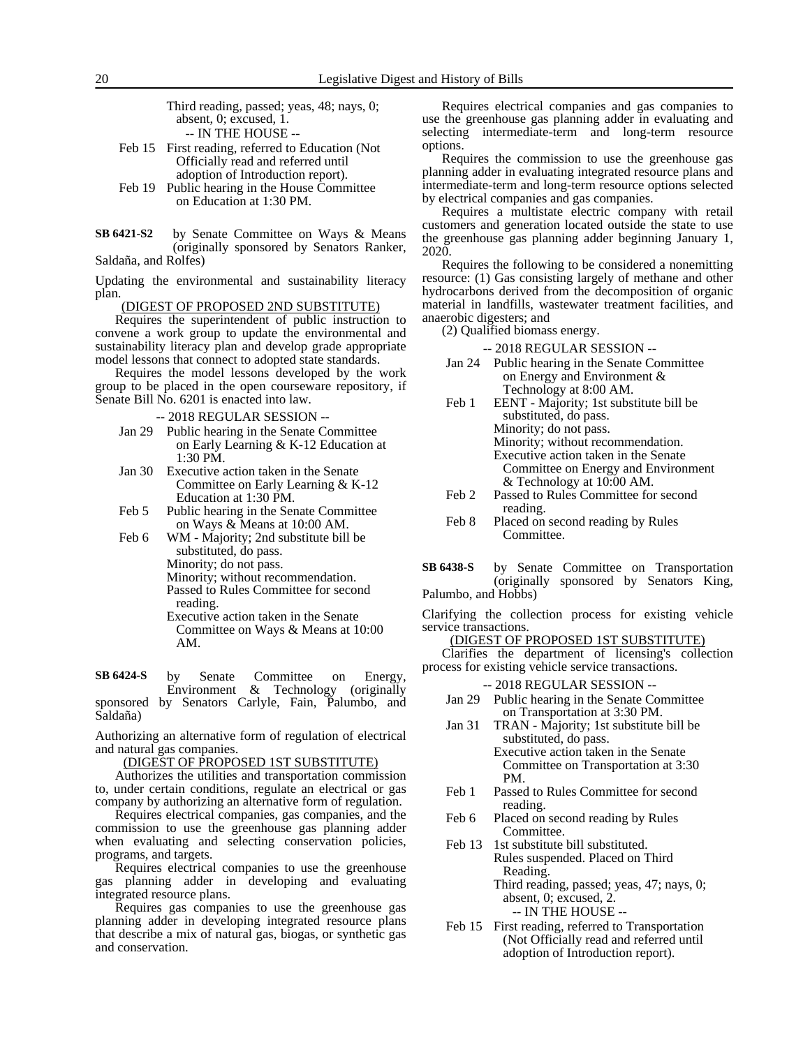Third reading, passed; yeas, 48; nays, 0; absent, 0; excused, 1.

-- IN THE HOUSE --

Feb 15 First reading, referred to Education (Not Officially read and referred until adoption of Introduction report).

Feb 19 Public hearing in the House Committee on Education at 1:30 PM.

**SB 6421-S2** by Senate Committee on Ways & Means (originally sponsored by Senators Ranker, Saldaña, and Rolfes)

Updating the environmental and sustainability literacy plan.

(DIGEST OF PROPOSED 2ND SUBSTITUTE)

Requires the superintendent of public instruction to convene a work group to update the environmental and sustainability literacy plan and develop grade appropriate model lessons that connect to adopted state standards.

Requires the model lessons developed by the work group to be placed in the open courseware repository, if Senate Bill No. 6201 is enacted into law.

-- 2018 REGULAR SESSION --

Jan 29 Public hearing in the Senate Committee on Early Learning & K-12 Education at 1:30 PM.

Jan 30 Executive action taken in the Senate Committee on Early Learning & K-12 Education at 1:30 PM.

Feb 5 Public hearing in the Senate Committee on Ways & Means at 10:00 AM.

Feb 6 WM - Majority; 2nd substitute bill be substituted, do pass.
Minority; do not pass.
Minority; without recommendation.
Passed to Rules Committee for second reading.
Executive action taken in the Senate Committee on Ways & Means at 10:00 AM.

**SB 6424-S** by Senate Committee on Energy, Environment & Technology (originally sponsored by Senators Carlyle, Fain, Palumbo, and Saldaña)

Authorizing an alternative form of regulation of electrical and natural gas companies.

(DIGEST OF PROPOSED 1ST SUBSTITUTE)

Authorizes the utilities and transportation commission to, under certain conditions, regulate an electrical or gas company by authorizing an alternative form of regulation.

Requires electrical companies, gas companies, and the commission to use the greenhouse gas planning adder when evaluating and selecting conservation policies, programs, and targets.

Requires electrical companies to use the greenhouse gas planning adder in developing and evaluating integrated resource plans.

Requires gas companies to use the greenhouse gas planning adder in developing integrated resource plans that describe a mix of natural gas, biogas, or synthetic gas and conservation.

Requires electrical companies and gas companies to use the greenhouse gas planning adder in evaluating and selecting intermediate-term and long-term resource options.

Requires the commission to use the greenhouse gas planning adder in evaluating integrated resource plans and intermediate-term and long-term resource options selected by electrical companies and gas companies.

Requires a multistate electric company with retail customers and generation located outside the state to use the greenhouse gas planning adder beginning January 1, 2020.

Requires the following to be considered a nonemitting resource: (1) Gas consisting largely of methane and other hydrocarbons derived from the decomposition of organic material in landfills, wastewater treatment facilities, and anaerobic digesters; and

(2) Qualified biomass energy.

-- 2018 REGULAR SESSION --

Jan 24 Public hearing in the Senate Committee on Energy and Environment & Technology at 8:00 AM.

Feb 1 EENT - Majority; 1st substitute bill be substituted, do pass.
Minority; do not pass.
Minority; without recommendation.
Executive action taken in the Senate Committee on Energy and Environment & Technology at 10:00 AM.

Feb 2 Passed to Rules Committee for second reading.

Feb 8 Placed on second reading by Rules Committee.

**SB 6438-S** by Senate Committee on Transportation (originally sponsored by Senators King, Palumbo, and Hobbs)

Clarifying the collection process for existing vehicle service transactions.

(DIGEST OF PROPOSED 1ST SUBSTITUTE)

Clarifies the department of licensing's collection process for existing vehicle service transactions.

-- 2018 REGULAR SESSION --

Jan 29 Public hearing in the Senate Committee on Transportation at 3:30 PM.

Jan 31 TRAN - Majority; 1st substitute bill be substituted, do pass.
Executive action taken in the Senate Committee on Transportation at 3:30 PM.

Feb 1 Passed to Rules Committee for second reading.

Feb 6 Placed on second reading by Rules Committee.

Feb 13 1st substitute bill substituted.
Rules suspended. Placed on Third Reading.
Third reading, passed; yeas, 47; nays, 0; absent, 0; excused, 2.

-- IN THE HOUSE --

Feb 15 First reading, referred to Transportation (Not Officially read and referred until adoption of Introduction report).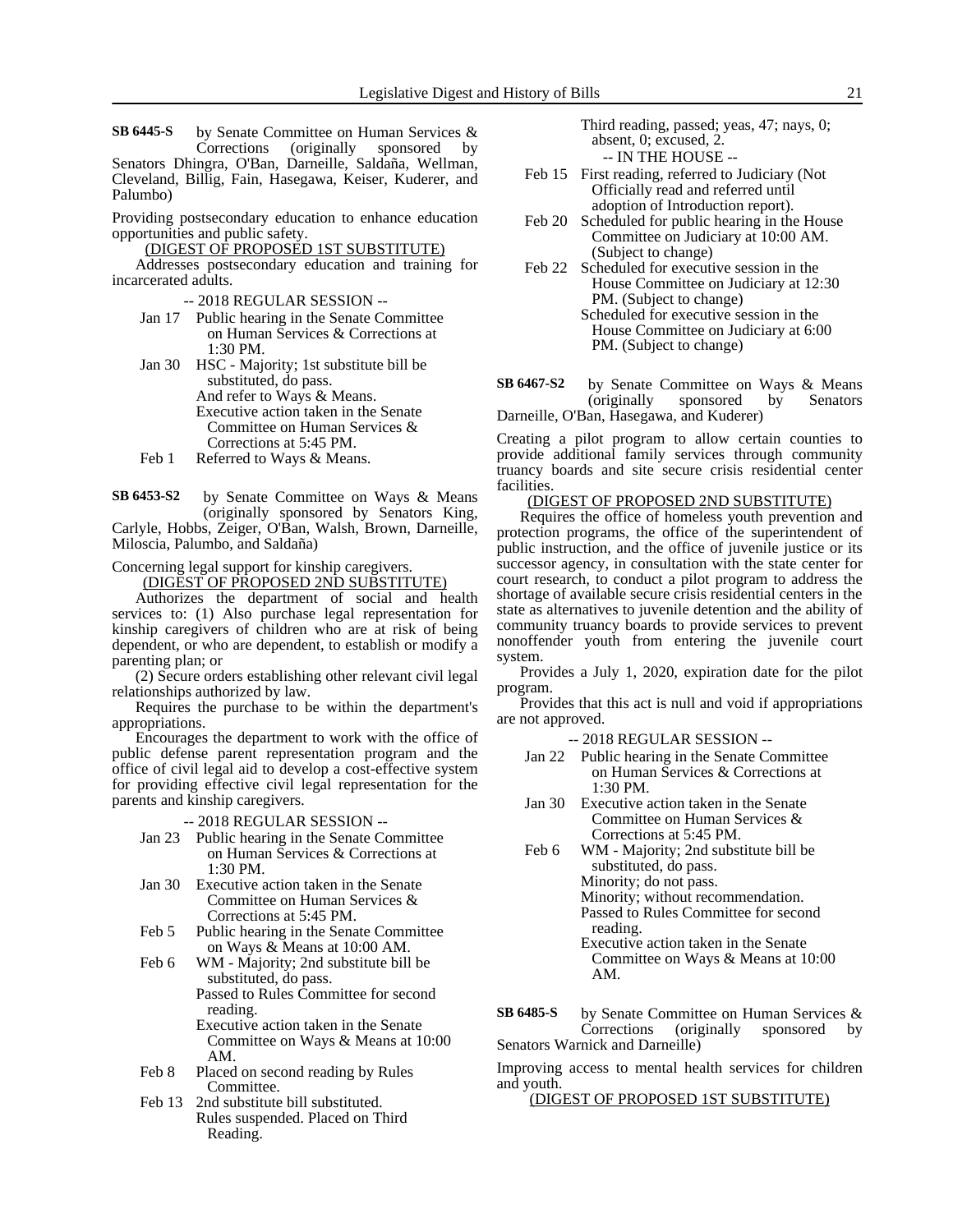**SB 6445-S** by Senate Committee on Human Services & Corrections (originally sponsored by Senators Dhingra, O'Ban, Darneille, Saldaña, Wellman, Cleveland, Billig, Fain, Hasegawa, Keiser, Kuderer, and Palumbo)

Providing postsecondary education to enhance education opportunities and public safety.

(DIGEST OF PROPOSED 1ST SUBSTITUTE)

Addresses postsecondary education and training for incarcerated adults.

-- 2018 REGULAR SESSION --

- Jan 17 Public hearing in the Senate Committee on Human Services & Corrections at 1:30 PM.
- Jan 30 HSC - Majority; 1st substitute bill be substituted, do pass.
  And refer to Ways & Means.
  Executive action taken in the Senate Committee on Human Services & Corrections at 5:45 PM.
- Feb 1 Referred to Ways & Means.

**SB 6453-S2** by Senate Committee on Ways & Means (originally sponsored by Senators King, Carlyle, Hobbs, Zeiger, O'Ban, Walsh, Brown, Darneille, Miloscia, Palumbo, and Saldaña)

Concerning legal support for kinship caregivers.

(DIGEST OF PROPOSED 2ND SUBSTITUTE)

Authorizes the department of social and health services to: (1) Also purchase legal representation for kinship caregivers of children who are at risk of being dependent, or who are dependent, to establish or modify a parenting plan; or

(2) Secure orders establishing other relevant civil legal relationships authorized by law.

Requires the purchase to be within the department's appropriations.

Encourages the department to work with the office of public defense parent representation program and the office of civil legal aid to develop a cost-effective system for providing effective civil legal representation for the parents and kinship caregivers.

-- 2018 REGULAR SESSION --

- Jan 23 Public hearing in the Senate Committee on Human Services & Corrections at 1:30 PM.
- Jan 30 Executive action taken in the Senate Committee on Human Services & Corrections at 5:45 PM.
- Feb 5 Public hearing in the Senate Committee on Ways & Means at 10:00 AM.
- Feb 6 WM - Majority; 2nd substitute bill be substituted, do pass.
  Passed to Rules Committee for second reading.
  Executive action taken in the Senate Committee on Ways & Means at 10:00 AM.
- Feb 8 Placed on second reading by Rules Committee.
- Feb 13 2nd substitute bill substituted.
  Rules suspended. Placed on Third Reading.
  Third reading, passed; yeas, 47; nays, 0; absent, 0; excused, 2.

-- IN THE HOUSE --

- Feb 15 First reading, referred to Judiciary (Not Officially read and referred until adoption of Introduction report).
- Feb 20 Scheduled for public hearing in the House Committee on Judiciary at 10:00 AM. (Subject to change)
- Feb 22 Scheduled for executive session in the House Committee on Judiciary at 12:30 PM. (Subject to change)
  Scheduled for executive session in the House Committee on Judiciary at 6:00 PM. (Subject to change)

**SB 6467-S2** by Senate Committee on Ways & Means (originally sponsored by Senators Darneille, O'Ban, Hasegawa, and Kuderer)

Creating a pilot program to allow certain counties to provide additional family services through community truancy boards and site secure crisis residential center facilities.

(DIGEST OF PROPOSED 2ND SUBSTITUTE)

Requires the office of homeless youth prevention and protection programs, the office of the superintendent of public instruction, and the office of juvenile justice or its successor agency, in consultation with the state center for court research, to conduct a pilot program to address the shortage of available secure crisis residential centers in the state as alternatives to juvenile detention and the ability of community truancy boards to provide services to prevent nonoffender youth from entering the juvenile court system.

Provides a July 1, 2020, expiration date for the pilot program.

Provides that this act is null and void if appropriations are not approved.

-- 2018 REGULAR SESSION --

- Jan 22 Public hearing in the Senate Committee on Human Services & Corrections at 1:30 PM.
- Jan 30 Executive action taken in the Senate Committee on Human Services & Corrections at 5:45 PM.
- Feb 6 WM - Majority; 2nd substitute bill be substituted, do pass.
  Minority; do not pass.
  Minority; without recommendation.
  Passed to Rules Committee for second reading.
  Executive action taken in the Senate Committee on Ways & Means at 10:00 AM.

**SB 6485-S** by Senate Committee on Human Services & Corrections (originally sponsored by Senators Warnick and Darneille)

Improving access to mental health services for children and youth.

(DIGEST OF PROPOSED 1ST SUBSTITUTE)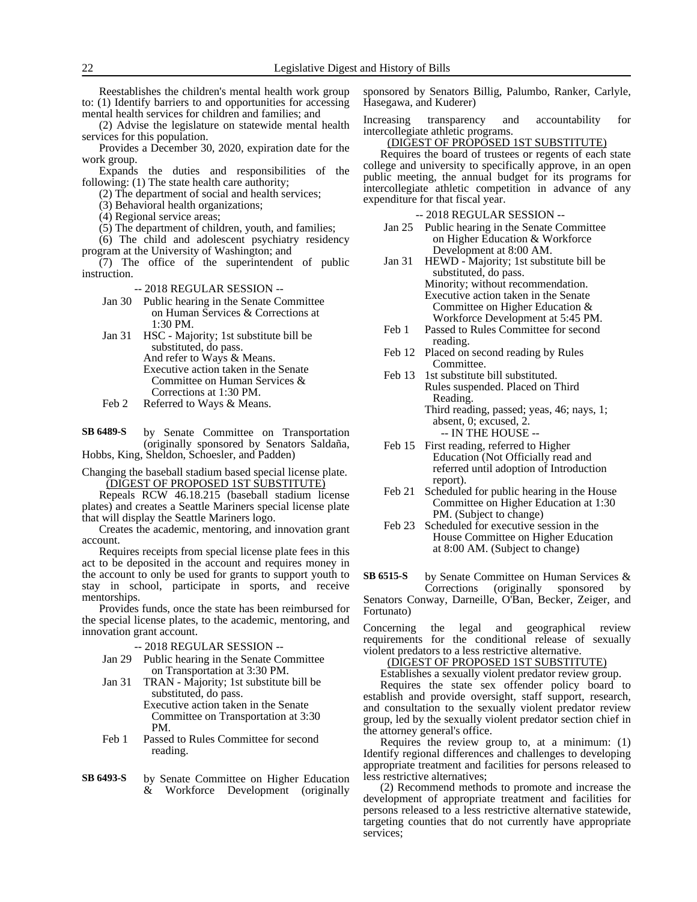Reestablishes the children's mental health work group to: (1) Identify barriers to and opportunities for accessing mental health services for children and families; and

(2) Advise the legislature on statewide mental health services for this population.

Provides a December 30, 2020, expiration date for the work group.

Expands the duties and responsibilities of the following: (1) The state health care authority;

(2) The department of social and health services;

(3) Behavioral health organizations;

(4) Regional service areas;

(5) The department of children, youth, and families;

(6) The child and adolescent psychiatry residency program at the University of Washington; and

(7) The office of the superintendent of public instruction.

-- 2018 REGULAR SESSION --

Jan 30 Public hearing in the Senate Committee on Human Services & Corrections at 1:30 PM.

Jan 31 HSC - Majority; 1st substitute bill be substituted, do pass.
And refer to Ways & Means.
Executive action taken in the Senate Committee on Human Services & Corrections at 1:30 PM.

Feb 2 Referred to Ways & Means.

**SB 6489-S** by Senate Committee on Transportation (originally sponsored by Senators Saldaña, Hobbs, King, Sheldon, Schoesler, and Padden)

Changing the baseball stadium based special license plate.

(DIGEST OF PROPOSED 1ST SUBSTITUTE)

Repeals RCW 46.18.215 (baseball stadium license plates) and creates a Seattle Mariners special license plate that will display the Seattle Mariners logo.

Creates the academic, mentoring, and innovation grant account.

Requires receipts from special license plate fees in this act to be deposited in the account and requires money in the account to only be used for grants to support youth to stay in school, participate in sports, and receive mentorships.

Provides funds, once the state has been reimbursed for the special license plates, to the academic, mentoring, and innovation grant account.

-- 2018 REGULAR SESSION --

Jan 29 Public hearing in the Senate Committee on Transportation at 3:30 PM.

Jan 31 TRAN - Majority; 1st substitute bill be substituted, do pass.
Executive action taken in the Senate Committee on Transportation at 3:30 PM.

Feb 1 Passed to Rules Committee for second reading.

**SB 6493-S** by Senate Committee on Higher Education & Workforce Development (originally sponsored by Senators Billig, Palumbo, Ranker, Carlyle, Hasegawa, and Kuderer)

Increasing transparency and accountability for intercollegiate athletic programs.

(DIGEST OF PROPOSED 1ST SUBSTITUTE)

Requires the board of trustees or regents of each state college and university to specifically approve, in an open public meeting, the annual budget for its programs for intercollegiate athletic competition in advance of any expenditure for that fiscal year.

-- 2018 REGULAR SESSION --

Jan 25 Public hearing in the Senate Committee on Higher Education & Workforce Development at 8:00 AM.

Jan 31 HEWD - Majority; 1st substitute bill be substituted, do pass.
Minority; without recommendation.
Executive action taken in the Senate Committee on Higher Education & Workforce Development at 5:45 PM.

Feb 1 Passed to Rules Committee for second reading.

Feb 12 Placed on second reading by Rules Committee.

Feb 13 1st substitute bill substituted.
Rules suspended. Placed on Third Reading.
Third reading, passed; yeas, 46; nays, 1; absent, 0; excused, 2.

-- IN THE HOUSE --

Feb 15 First reading, referred to Higher Education (Not Officially read and referred until adoption of Introduction report).

Feb 21 Scheduled for public hearing in the House Committee on Higher Education at 1:30 PM. (Subject to change)

Feb 23 Scheduled for executive session in the House Committee on Higher Education at 8:00 AM. (Subject to change)

**SB 6515-S** by Senate Committee on Human Services & Corrections (originally sponsored by Senators Conway, Darneille, O'Ban, Becker, Zeiger, and Fortunato)

Concerning the legal and geographical review requirements for the conditional release of sexually violent predators to a less restrictive alternative.

(DIGEST OF PROPOSED 1ST SUBSTITUTE)

Establishes a sexually violent predator review group.

Requires the state sex offender policy board to establish and provide oversight, staff support, research, and consultation to the sexually violent predator review group, led by the sexually violent predator section chief in the attorney general's office.

Requires the review group to, at a minimum: (1) Identify regional differences and challenges to developing appropriate treatment and facilities for persons released to less restrictive alternatives;

(2) Recommend methods to promote and increase the development of appropriate treatment and facilities for persons released to a less restrictive alternative statewide, targeting counties that do not currently have appropriate services;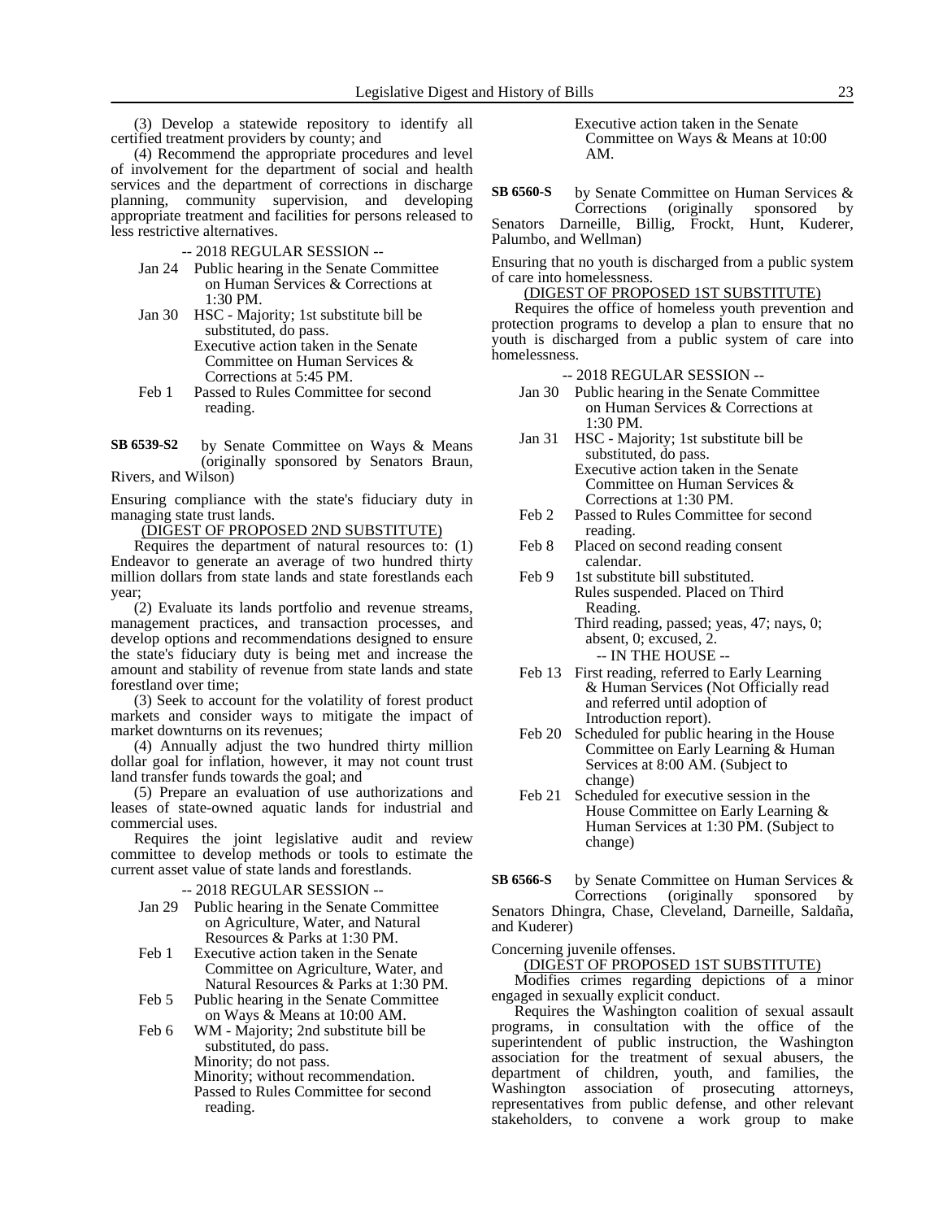(3) Develop a statewide repository to identify all certified treatment providers by county; and

(4) Recommend the appropriate procedures and level of involvement for the department of social and health services and the department of corrections in discharge planning, community supervision, and developing appropriate treatment and facilities for persons released to less restrictive alternatives.

-- 2018 REGULAR SESSION --

- Jan 24 Public hearing in the Senate Committee on Human Services & Corrections at 1:30 PM.
- Jan 30 HSC - Majority; 1st substitute bill be substituted, do pass.
  Executive action taken in the Senate Committee on Human Services & Corrections at 5:45 PM.
- Feb 1 Passed to Rules Committee for second reading.

**SB 6539-S2** by Senate Committee on Ways & Means (originally sponsored by Senators Braun, Rivers, and Wilson)

Ensuring compliance with the state's fiduciary duty in managing state trust lands.

(DIGEST OF PROPOSED 2ND SUBSTITUTE)

Requires the department of natural resources to: (1) Endeavor to generate an average of two hundred thirty million dollars from state lands and state forestlands each year;

(2) Evaluate its lands portfolio and revenue streams, management practices, and transaction processes, and develop options and recommendations designed to ensure the state's fiduciary duty is being met and increase the amount and stability of revenue from state lands and state forestland over time;

(3) Seek to account for the volatility of forest product markets and consider ways to mitigate the impact of market downturns on its revenues;

(4) Annually adjust the two hundred thirty million dollar goal for inflation, however, it may not count trust land transfer funds towards the goal; and

(5) Prepare an evaluation of use authorizations and leases of state-owned aquatic lands for industrial and commercial uses.

Requires the joint legislative audit and review committee to develop methods or tools to estimate the current asset value of state lands and forestlands.

-- 2018 REGULAR SESSION --

- Jan 29 Public hearing in the Senate Committee on Agriculture, Water, and Natural Resources & Parks at 1:30 PM.
- Feb 1 Executive action taken in the Senate Committee on Agriculture, Water, and Natural Resources & Parks at 1:30 PM.
- Feb 5 Public hearing in the Senate Committee on Ways & Means at 10:00 AM.
- Feb 6 WM - Majority; 2nd substitute bill be substituted, do pass.
  Minority; do not pass.
  Minority; without recommendation.
  Passed to Rules Committee for second reading.
  Executive action taken in the Senate Committee on Ways & Means at 10:00 AM.

**SB 6560-S** by Senate Committee on Human Services & Corrections (originally sponsored by Senators Darneille, Billig, Frockt, Hunt, Kuderer, Palumbo, and Wellman)

Ensuring that no youth is discharged from a public system of care into homelessness.

(DIGEST OF PROPOSED 1ST SUBSTITUTE)

Requires the office of homeless youth prevention and protection programs to develop a plan to ensure that no youth is discharged from a public system of care into homelessness.

-- 2018 REGULAR SESSION --

- Jan 30 Public hearing in the Senate Committee on Human Services & Corrections at 1:30 PM.
- Jan 31 HSC - Majority; 1st substitute bill be substituted, do pass.
  Executive action taken in the Senate Committee on Human Services & Corrections at 1:30 PM.
- Feb 2 Passed to Rules Committee for second reading.
- Feb 8 Placed on second reading consent calendar.
- Feb 9 1st substitute bill substituted.
  Rules suspended. Placed on Third Reading.
  Third reading, passed; yeas, 47; nays, 0; absent, 0; excused, 2.

-- IN THE HOUSE --

- Feb 13 First reading, referred to Early Learning & Human Services (Not Officially read and referred until adoption of Introduction report).
- Feb 20 Scheduled for public hearing in the House Committee on Early Learning & Human Services at 8:00 AM. (Subject to change)
- Feb 21 Scheduled for executive session in the House Committee on Early Learning & Human Services at 1:30 PM. (Subject to change)

**SB 6566-S** by Senate Committee on Human Services & Corrections (originally sponsored by Senators Dhingra, Chase, Cleveland, Darneille, Saldaña, and Kuderer)

Concerning juvenile offenses.

(DIGEST OF PROPOSED 1ST SUBSTITUTE)

Modifies crimes regarding depictions of a minor engaged in sexually explicit conduct.

Requires the Washington coalition of sexual assault programs, in consultation with the office of the superintendent of public instruction, the Washington association for the treatment of sexual abusers, the department of children, youth, and families, the Washington association of prosecuting attorneys, representatives from public defense, and other relevant stakeholders, to convene a work group to make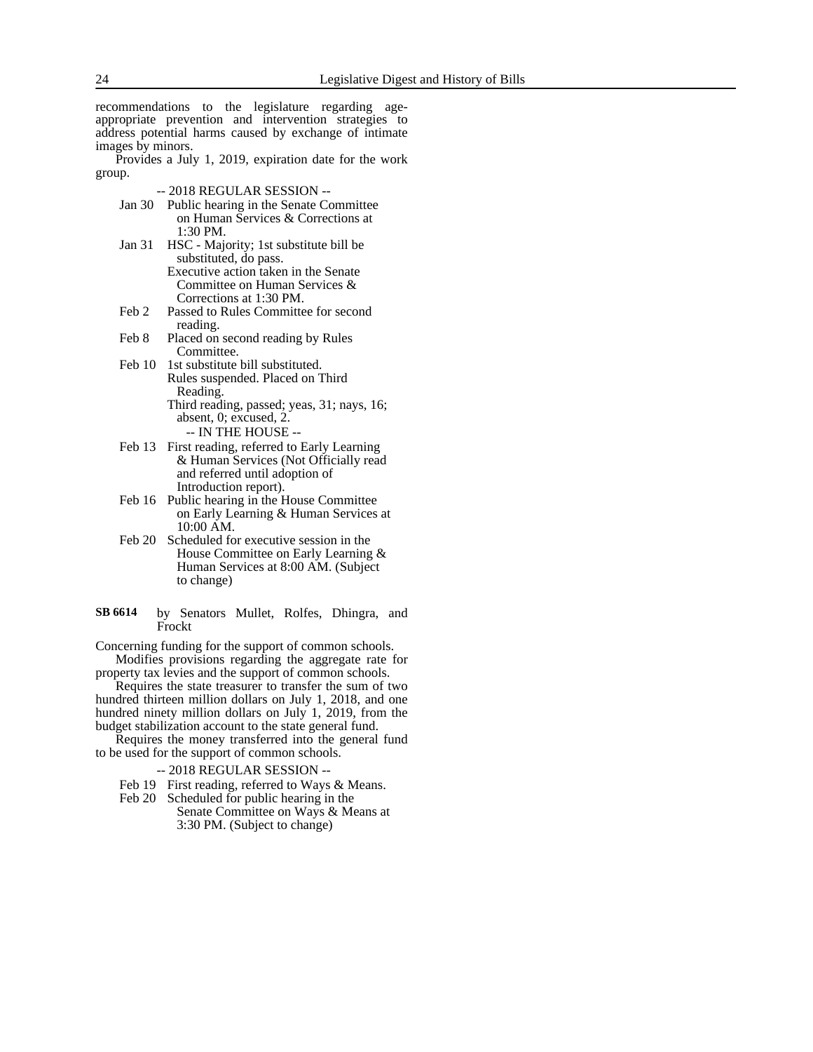recommendations to the legislature regarding age-appropriate prevention and intervention strategies to address potential harms caused by exchange of intimate images by minors.

Provides a July 1, 2019, expiration date for the work group.

-- 2018 REGULAR SESSION --

Jan 30 Public hearing in the Senate Committee on Human Services & Corrections at 1:30 PM.

Jan 31 HSC - Majority; 1st substitute bill be substituted, do pass.
Executive action taken in the Senate Committee on Human Services & Corrections at 1:30 PM.

Feb 2 Passed to Rules Committee for second reading.

Feb 8 Placed on second reading by Rules Committee.

Feb 10 1st substitute bill substituted.
Rules suspended. Placed on Third Reading.
Third reading, passed; yeas, 31; nays, 16; absent, 0; excused, 2.

-- IN THE HOUSE --

Feb 13 First reading, referred to Early Learning & Human Services (Not Officially read and referred until adoption of Introduction report).

Feb 16 Public hearing in the House Committee on Early Learning & Human Services at 10:00 AM.

Feb 20 Scheduled for executive session in the House Committee on Early Learning & Human Services at 8:00 AM. (Subject to change)

**SB 6614** by Senators Mullet, Rolfes, Dhingra, and Frockt

Concerning funding for the support of common schools.

Modifies provisions regarding the aggregate rate for property tax levies and the support of common schools.

Requires the state treasurer to transfer the sum of two hundred thirteen million dollars on July 1, 2018, and one hundred ninety million dollars on July 1, 2019, from the budget stabilization account to the state general fund.

Requires the money transferred into the general fund to be used for the support of common schools.

-- 2018 REGULAR SESSION --

Feb 19 First reading, referred to Ways & Means.

Feb 20 Scheduled for public hearing in the Senate Committee on Ways & Means at 3:30 PM. (Subject to change)